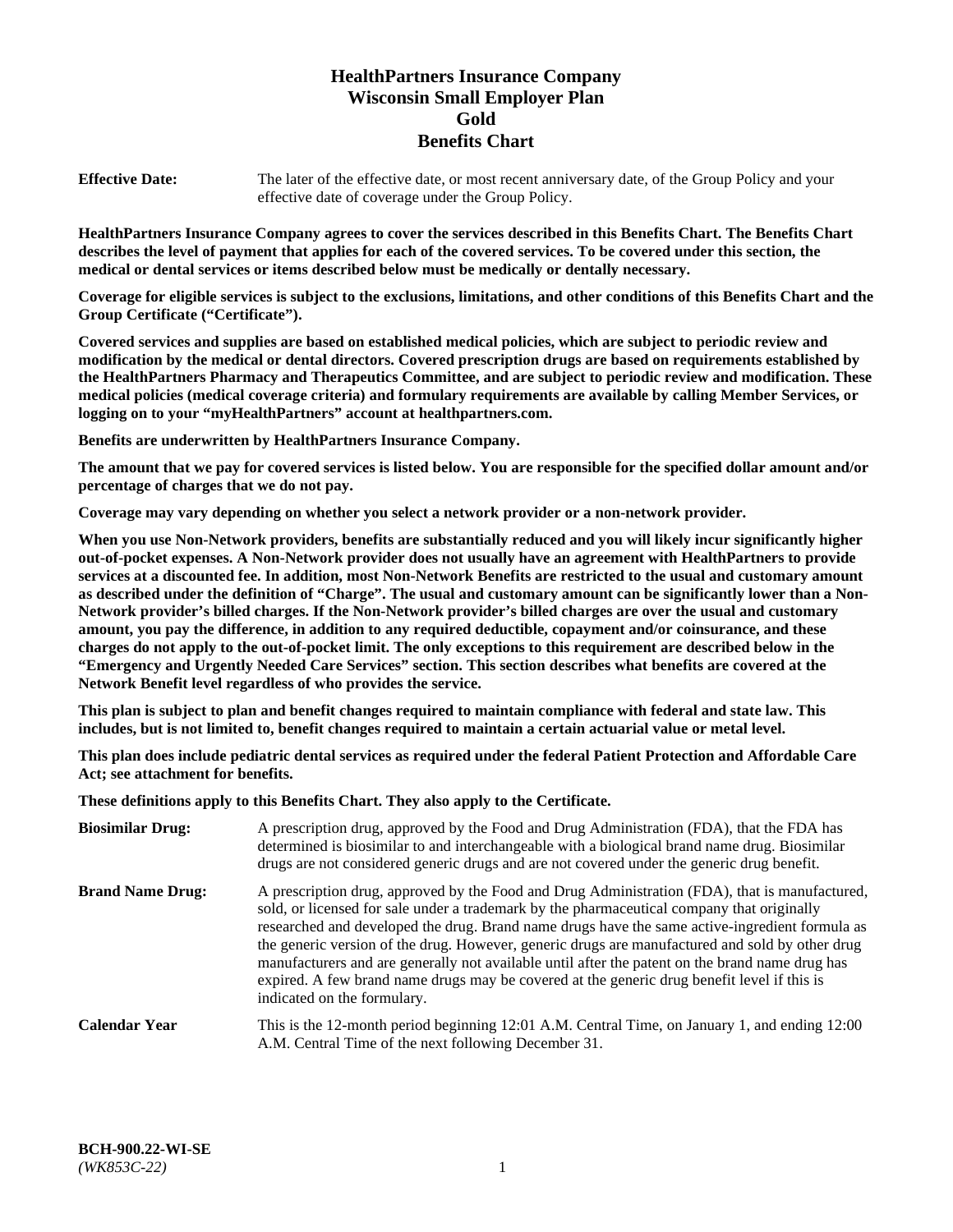# HealthPartners Insurance Company
# Wisconsin Small Employer Plan
# Gold
# Benefits Chart

**Effective Date:** The later of the effective date, or most recent anniversary date, of the Group Policy and your effective date of coverage under the Group Policy.

**HealthPartners Insurance Company agrees to cover the services described in this Benefits Chart. The Benefits Chart describes the level of payment that applies for each of the covered services. To be covered under this section, the medical or dental services or items described below must be medically or dentally necessary.**

**Coverage for eligible services is subject to the exclusions, limitations, and other conditions of this Benefits Chart and the Group Certificate ("Certificate").**

**Covered services and supplies are based on established medical policies, which are subject to periodic review and modification by the medical or dental directors. Covered prescription drugs are based on requirements established by the HealthPartners Pharmacy and Therapeutics Committee, and are subject to periodic review and modification. These medical policies (medical coverage criteria) and formulary requirements are available by calling Member Services, or logging on to your "myHealthPartners" account at healthpartners.com.**

**Benefits are underwritten by HealthPartners Insurance Company.**

**The amount that we pay for covered services is listed below. You are responsible for the specified dollar amount and/or percentage of charges that we do not pay.**

**Coverage may vary depending on whether you select a network provider or a non-network provider.**

**When you use Non-Network providers, benefits are substantially reduced and you will likely incur significantly higher out-of-pocket expenses. A Non-Network provider does not usually have an agreement with HealthPartners to provide services at a discounted fee. In addition, most Non-Network Benefits are restricted to the usual and customary amount as described under the definition of "Charge". The usual and customary amount can be significantly lower than a Non-Network provider's billed charges. If the Non-Network provider's billed charges are over the usual and customary amount, you pay the difference, in addition to any required deductible, copayment and/or coinsurance, and these charges do not apply to the out-of-pocket limit. The only exceptions to this requirement are described below in the "Emergency and Urgently Needed Care Services" section. This section describes what benefits are covered at the Network Benefit level regardless of who provides the service.**

**This plan is subject to plan and benefit changes required to maintain compliance with federal and state law. This includes, but is not limited to, benefit changes required to maintain a certain actuarial value or metal level.**

**This plan does include pediatric dental services as required under the federal Patient Protection and Affordable Care Act; see attachment for benefits.**

**These definitions apply to this Benefits Chart. They also apply to the Certificate.**

**Biosimilar Drug:** A prescription drug, approved by the Food and Drug Administration (FDA), that the FDA has determined is biosimilar to and interchangeable with a biological brand name drug. Biosimilar drugs are not considered generic drugs and are not covered under the generic drug benefit.

**Brand Name Drug:** A prescription drug, approved by the Food and Drug Administration (FDA), that is manufactured, sold, or licensed for sale under a trademark by the pharmaceutical company that originally researched and developed the drug. Brand name drugs have the same active-ingredient formula as the generic version of the drug. However, generic drugs are manufactured and sold by other drug manufacturers and are generally not available until after the patent on the brand name drug has expired. A few brand name drugs may be covered at the generic drug benefit level if this is indicated on the formulary.

**Calendar Year** This is the 12-month period beginning 12:01 A.M. Central Time, on January 1, and ending 12:00 A.M. Central Time of the next following December 31.

**BCH-900.22-WI-SE**
*(WK853C-22)*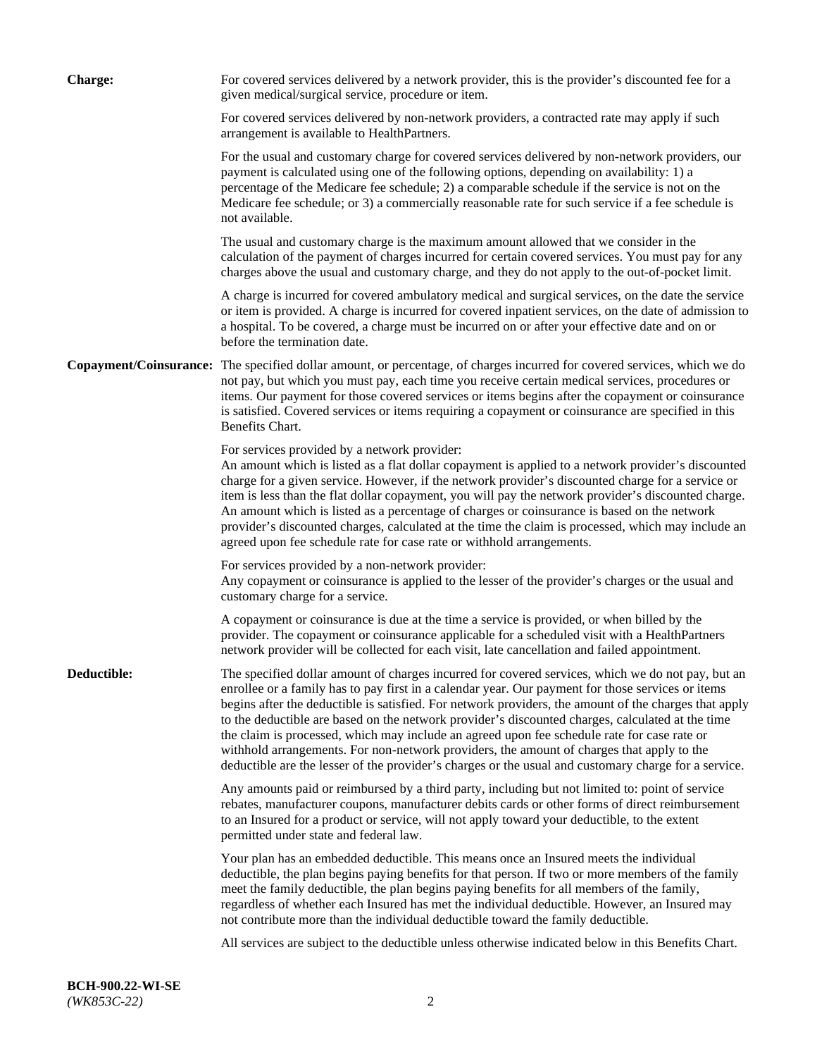**Charge:** For covered services delivered by a network provider, this is the provider's discounted fee for a given medical/surgical service, procedure or item.

For covered services delivered by non-network providers, a contracted rate may apply if such arrangement is available to HealthPartners.

For the usual and customary charge for covered services delivered by non-network providers, our payment is calculated using one of the following options, depending on availability: 1) a percentage of the Medicare fee schedule; 2) a comparable schedule if the service is not on the Medicare fee schedule; or 3) a commercially reasonable rate for such service if a fee schedule is not available.

The usual and customary charge is the maximum amount allowed that we consider in the calculation of the payment of charges incurred for certain covered services. You must pay for any charges above the usual and customary charge, and they do not apply to the out-of-pocket limit.

A charge is incurred for covered ambulatory medical and surgical services, on the date the service or item is provided. A charge is incurred for covered inpatient services, on the date of admission to a hospital. To be covered, a charge must be incurred on or after your effective date and on or before the termination date.

**Copayment/Coinsurance:** The specified dollar amount, or percentage, of charges incurred for covered services, which we do not pay, but which you must pay, each time you receive certain medical services, procedures or items. Our payment for those covered services or items begins after the copayment or coinsurance is satisfied. Covered services or items requiring a copayment or coinsurance are specified in this Benefits Chart.

For services provided by a network provider:
An amount which is listed as a flat dollar copayment is applied to a network provider's discounted charge for a given service. However, if the network provider's discounted charge for a service or item is less than the flat dollar copayment, you will pay the network provider's discounted charge. An amount which is listed as a percentage of charges or coinsurance is based on the network provider's discounted charges, calculated at the time the claim is processed, which may include an agreed upon fee schedule rate for case rate or withhold arrangements.

For services provided by a non-network provider:
Any copayment or coinsurance is applied to the lesser of the provider's charges or the usual and customary charge for a service.

A copayment or coinsurance is due at the time a service is provided, or when billed by the provider. The copayment or coinsurance applicable for a scheduled visit with a HealthPartners network provider will be collected for each visit, late cancellation and failed appointment.

**Deductible:** The specified dollar amount of charges incurred for covered services, which we do not pay, but an enrollee or a family has to pay first in a calendar year. Our payment for those services or items begins after the deductible is satisfied. For network providers, the amount of the charges that apply to the deductible are based on the network provider's discounted charges, calculated at the time the claim is processed, which may include an agreed upon fee schedule rate for case rate or withhold arrangements. For non-network providers, the amount of charges that apply to the deductible are the lesser of the provider's charges or the usual and customary charge for a service.

Any amounts paid or reimbursed by a third party, including but not limited to: point of service rebates, manufacturer coupons, manufacturer debits cards or other forms of direct reimbursement to an Insured for a product or service, will not apply toward your deductible, to the extent permitted under state and federal law.

Your plan has an embedded deductible. This means once an Insured meets the individual deductible, the plan begins paying benefits for that person. If two or more members of the family meet the family deductible, the plan begins paying benefits for all members of the family, regardless of whether each Insured has met the individual deductible. However, an Insured may not contribute more than the individual deductible toward the family deductible.

All services are subject to the deductible unless otherwise indicated below in this Benefits Chart.

**BCH-900.22-WI-SE**
*(WK853C-22)*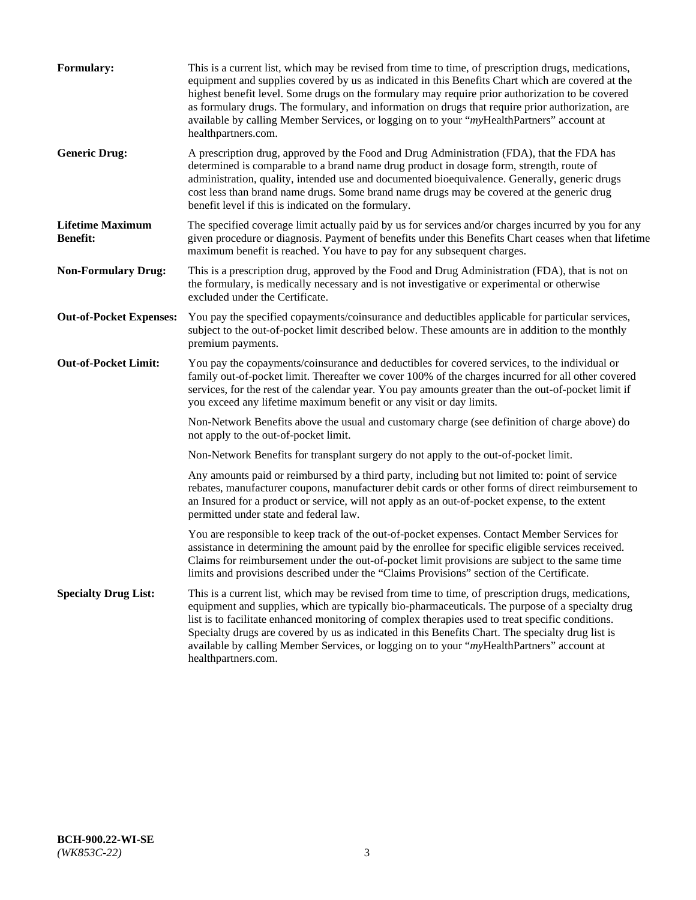**Formulary:** This is a current list, which may be revised from time to time, of prescription drugs, medications, equipment and supplies covered by us as indicated in this Benefits Chart which are covered at the highest benefit level. Some drugs on the formulary may require prior authorization to be covered as formulary drugs. The formulary, and information on drugs that require prior authorization, are available by calling Member Services, or logging on to your "*my*HealthPartners" account at healthpartners.com.

**Generic Drug:** A prescription drug, approved by the Food and Drug Administration (FDA), that the FDA has determined is comparable to a brand name drug product in dosage form, strength, route of administration, quality, intended use and documented bioequivalence. Generally, generic drugs cost less than brand name drugs. Some brand name drugs may be covered at the generic drug benefit level if this is indicated on the formulary.

**Lifetime Maximum Benefit:** The specified coverage limit actually paid by us for services and/or charges incurred by you for any given procedure or diagnosis. Payment of benefits under this Benefits Chart ceases when that lifetime maximum benefit is reached. You have to pay for any subsequent charges.

**Non-Formulary Drug:** This is a prescription drug, approved by the Food and Drug Administration (FDA), that is not on the formulary, is medically necessary and is not investigative or experimental or otherwise excluded under the Certificate.

**Out-of-Pocket Expenses:** You pay the specified copayments/coinsurance and deductibles applicable for particular services, subject to the out-of-pocket limit described below. These amounts are in addition to the monthly premium payments.

**Out-of-Pocket Limit:** You pay the copayments/coinsurance and deductibles for covered services, to the individual or family out-of-pocket limit. Thereafter we cover 100% of the charges incurred for all other covered services, for the rest of the calendar year. You pay amounts greater than the out-of-pocket limit if you exceed any lifetime maximum benefit or any visit or day limits.

Non-Network Benefits above the usual and customary charge (see definition of charge above) do not apply to the out-of-pocket limit.

Non-Network Benefits for transplant surgery do not apply to the out-of-pocket limit.

Any amounts paid or reimbursed by a third party, including but not limited to: point of service rebates, manufacturer coupons, manufacturer debit cards or other forms of direct reimbursement to an Insured for a product or service, will not apply as an out-of-pocket expense, to the extent permitted under state and federal law.

You are responsible to keep track of the out-of-pocket expenses. Contact Member Services for assistance in determining the amount paid by the enrollee for specific eligible services received. Claims for reimbursement under the out-of-pocket limit provisions are subject to the same time limits and provisions described under the "Claims Provisions" section of the Certificate.

**Specialty Drug List:** This is a current list, which may be revised from time to time, of prescription drugs, medications, equipment and supplies, which are typically bio-pharmaceuticals. The purpose of a specialty drug list is to facilitate enhanced monitoring of complex therapies used to treat specific conditions. Specialty drugs are covered by us as indicated in this Benefits Chart. The specialty drug list is available by calling Member Services, or logging on to your "*my*HealthPartners" account at healthpartners.com.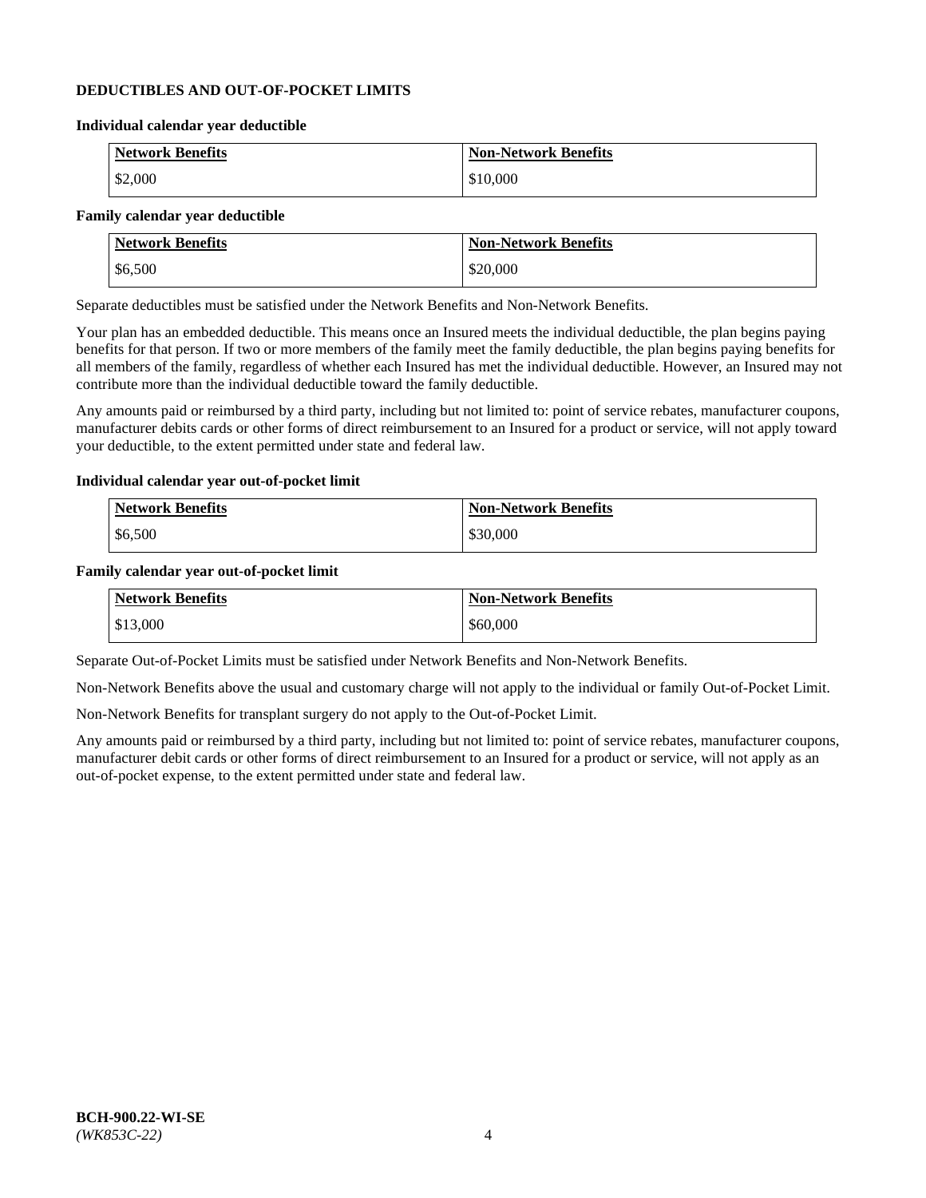## DEDUCTIBLES AND OUT-OF-POCKET LIMITS

**Individual calendar year deductible**

| Network Benefits | Non-Network Benefits |
|---|---|
| $2,000 | $10,000 |

**Family calendar year deductible**

| Network Benefits | Non-Network Benefits |
|---|---|
| $6,500 | $20,000 |

Separate deductibles must be satisfied under the Network Benefits and Non-Network Benefits.

Your plan has an embedded deductible. This means once an Insured meets the individual deductible, the plan begins paying benefits for that person. If two or more members of the family meet the family deductible, the plan begins paying benefits for all members of the family, regardless of whether each Insured has met the individual deductible. However, an Insured may not contribute more than the individual deductible toward the family deductible.

Any amounts paid or reimbursed by a third party, including but not limited to: point of service rebates, manufacturer coupons, manufacturer debits cards or other forms of direct reimbursement to an Insured for a product or service, will not apply toward your deductible, to the extent permitted under state and federal law.

**Individual calendar year out-of-pocket limit**

| Network Benefits | Non-Network Benefits |
|---|---|
| $6,500 | $30,000 |

**Family calendar year out-of-pocket limit**

| Network Benefits | Non-Network Benefits |
|---|---|
| $13,000 | $60,000 |

Separate Out-of-Pocket Limits must be satisfied under Network Benefits and Non-Network Benefits.

Non-Network Benefits above the usual and customary charge will not apply to the individual or family Out-of-Pocket Limit.

Non-Network Benefits for transplant surgery do not apply to the Out-of-Pocket Limit.

Any amounts paid or reimbursed by a third party, including but not limited to: point of service rebates, manufacturer coupons, manufacturer debit cards or other forms of direct reimbursement to an Insured for a product or service, will not apply as an out-of-pocket expense, to the extent permitted under state and federal law.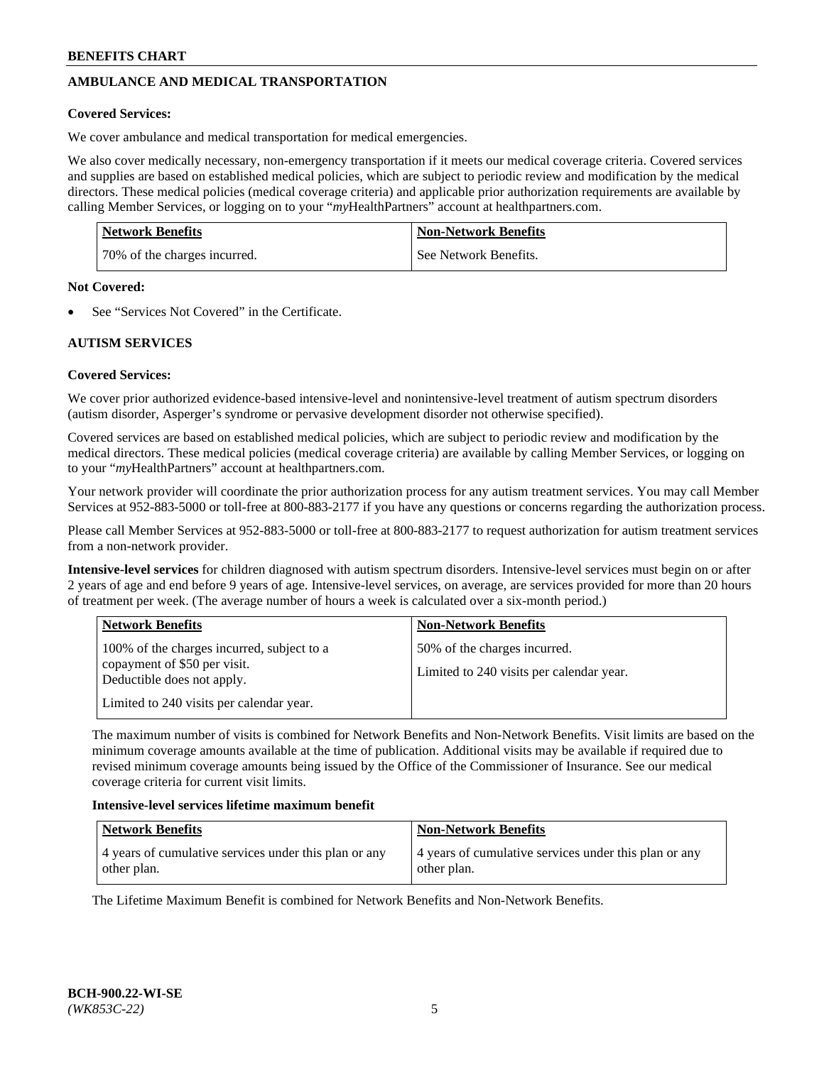## AMBULANCE AND MEDICAL TRANSPORTATION

**Covered Services:**

We cover ambulance and medical transportation for medical emergencies.

We also cover medically necessary, non-emergency transportation if it meets our medical coverage criteria. Covered services and supplies are based on established medical policies, which are subject to periodic review and modification by the medical directors. These medical policies (medical coverage criteria) and applicable prior authorization requirements are available by calling Member Services, or logging on to your "*my*HealthPartners" account at healthpartners.com.

| Network Benefits | Non-Network Benefits |
|---|---|
| 70% of the charges incurred. | See Network Benefits. |

**Not Covered:**

- See "Services Not Covered" in the Certificate.

## AUTISM SERVICES

**Covered Services:**

We cover prior authorized evidence-based intensive-level and nonintensive-level treatment of autism spectrum disorders (autism disorder, Asperger's syndrome or pervasive development disorder not otherwise specified).

Covered services are based on established medical policies, which are subject to periodic review and modification by the medical directors. These medical policies (medical coverage criteria) are available by calling Member Services, or logging on to your "*my*HealthPartners" account at healthpartners.com.

Your network provider will coordinate the prior authorization process for any autism treatment services. You may call Member Services at 952-883-5000 or toll-free at 800-883-2177 if you have any questions or concerns regarding the authorization process.

Please call Member Services at 952-883-5000 or toll-free at 800-883-2177 to request authorization for autism treatment services from a non-network provider.

**Intensive-level services** for children diagnosed with autism spectrum disorders. Intensive-level services must begin on or after 2 years of age and end before 9 years of age. Intensive-level services, on average, are services provided for more than 20 hours of treatment per week. (The average number of hours a week is calculated over a six-month period.)

| Network Benefits | Non-Network Benefits |
|---|---|
| 100% of the charges incurred, subject to a copayment of $50 per visit. Deductible does not apply.<br><br>Limited to 240 visits per calendar year. | 50% of the charges incurred.<br><br>Limited to 240 visits per calendar year. |

The maximum number of visits is combined for Network Benefits and Non-Network Benefits. Visit limits are based on the minimum coverage amounts available at the time of publication. Additional visits may be available if required due to revised minimum coverage amounts being issued by the Office of the Commissioner of Insurance. See our medical coverage criteria for current visit limits.

**Intensive-level services lifetime maximum benefit**

| Network Benefits | Non-Network Benefits |
|---|---|
| 4 years of cumulative services under this plan or any other plan. | 4 years of cumulative services under this plan or any other plan. |

The Lifetime Maximum Benefit is combined for Network Benefits and Non-Network Benefits.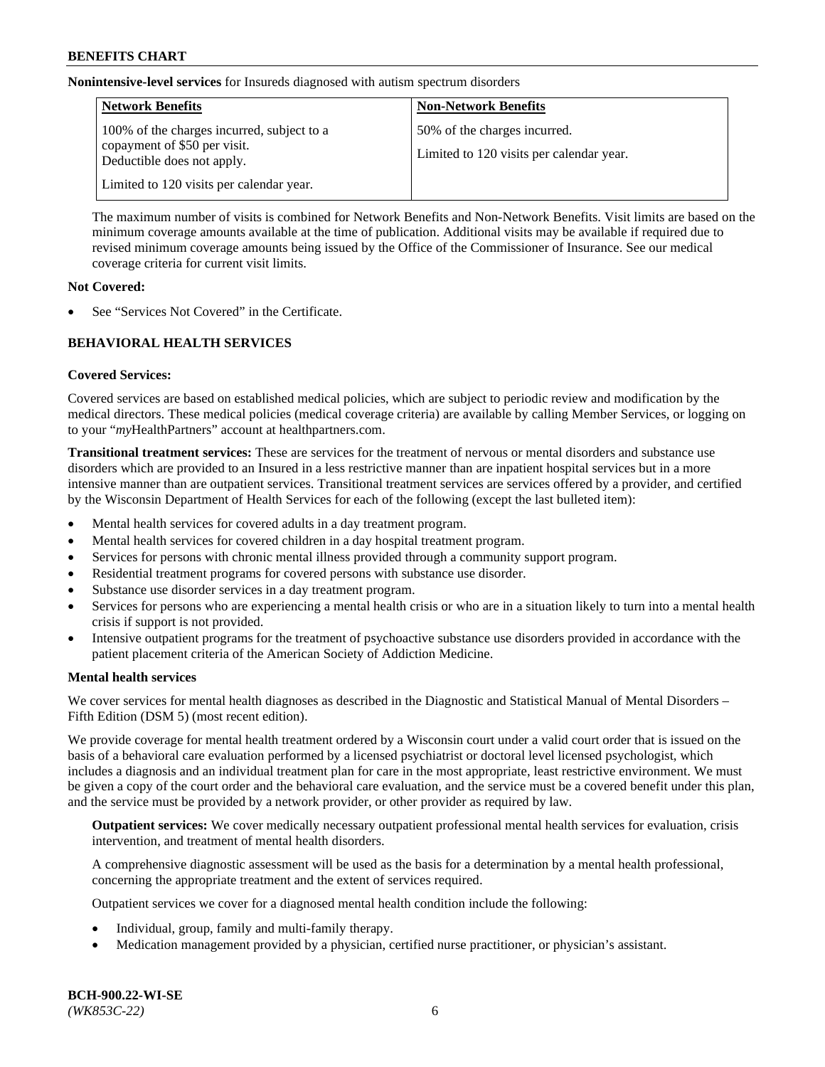**Nonintensive-level services** for Insureds diagnosed with autism spectrum disorders

| Network Benefits | Non-Network Benefits |
|---|---|
| 100% of the charges incurred, subject to a copayment of $50 per visit. Deductible does not apply. Limited to 120 visits per calendar year. | 50% of the charges incurred. Limited to 120 visits per calendar year. |

The maximum number of visits is combined for Network Benefits and Non-Network Benefits. Visit limits are based on the minimum coverage amounts available at the time of publication. Additional visits may be available if required due to revised minimum coverage amounts being issued by the Office of the Commissioner of Insurance. See our medical coverage criteria for current visit limits.

**Not Covered:**

- See "Services Not Covered" in the Certificate.

## BEHAVIORAL HEALTH SERVICES

**Covered Services:**

Covered services are based on established medical policies, which are subject to periodic review and modification by the medical directors. These medical policies (medical coverage criteria) are available by calling Member Services, or logging on to your "*my*HealthPartners" account at healthpartners.com.

**Transitional treatment services:** These are services for the treatment of nervous or mental disorders and substance use disorders which are provided to an Insured in a less restrictive manner than are inpatient hospital services but in a more intensive manner than are outpatient services. Transitional treatment services are services offered by a provider, and certified by the Wisconsin Department of Health Services for each of the following (except the last bulleted item):

- Mental health services for covered adults in a day treatment program.
- Mental health services for covered children in a day hospital treatment program.
- Services for persons with chronic mental illness provided through a community support program.
- Residential treatment programs for covered persons with substance use disorder.
- Substance use disorder services in a day treatment program.
- Services for persons who are experiencing a mental health crisis or who are in a situation likely to turn into a mental health crisis if support is not provided.
- Intensive outpatient programs for the treatment of psychoactive substance use disorders provided in accordance with the patient placement criteria of the American Society of Addiction Medicine.

**Mental health services**

We cover services for mental health diagnoses as described in the Diagnostic and Statistical Manual of Mental Disorders – Fifth Edition (DSM 5) (most recent edition).

We provide coverage for mental health treatment ordered by a Wisconsin court under a valid court order that is issued on the basis of a behavioral care evaluation performed by a licensed psychiatrist or doctoral level licensed psychologist, which includes a diagnosis and an individual treatment plan for care in the most appropriate, least restrictive environment. We must be given a copy of the court order and the behavioral care evaluation, and the service must be a covered benefit under this plan, and the service must be provided by a network provider, or other provider as required by law.

**Outpatient services:** We cover medically necessary outpatient professional mental health services for evaluation, crisis intervention, and treatment of mental health disorders.

A comprehensive diagnostic assessment will be used as the basis for a determination by a mental health professional, concerning the appropriate treatment and the extent of services required.

Outpatient services we cover for a diagnosed mental health condition include the following:

- Individual, group, family and multi-family therapy.
- Medication management provided by a physician, certified nurse practitioner, or physician's assistant.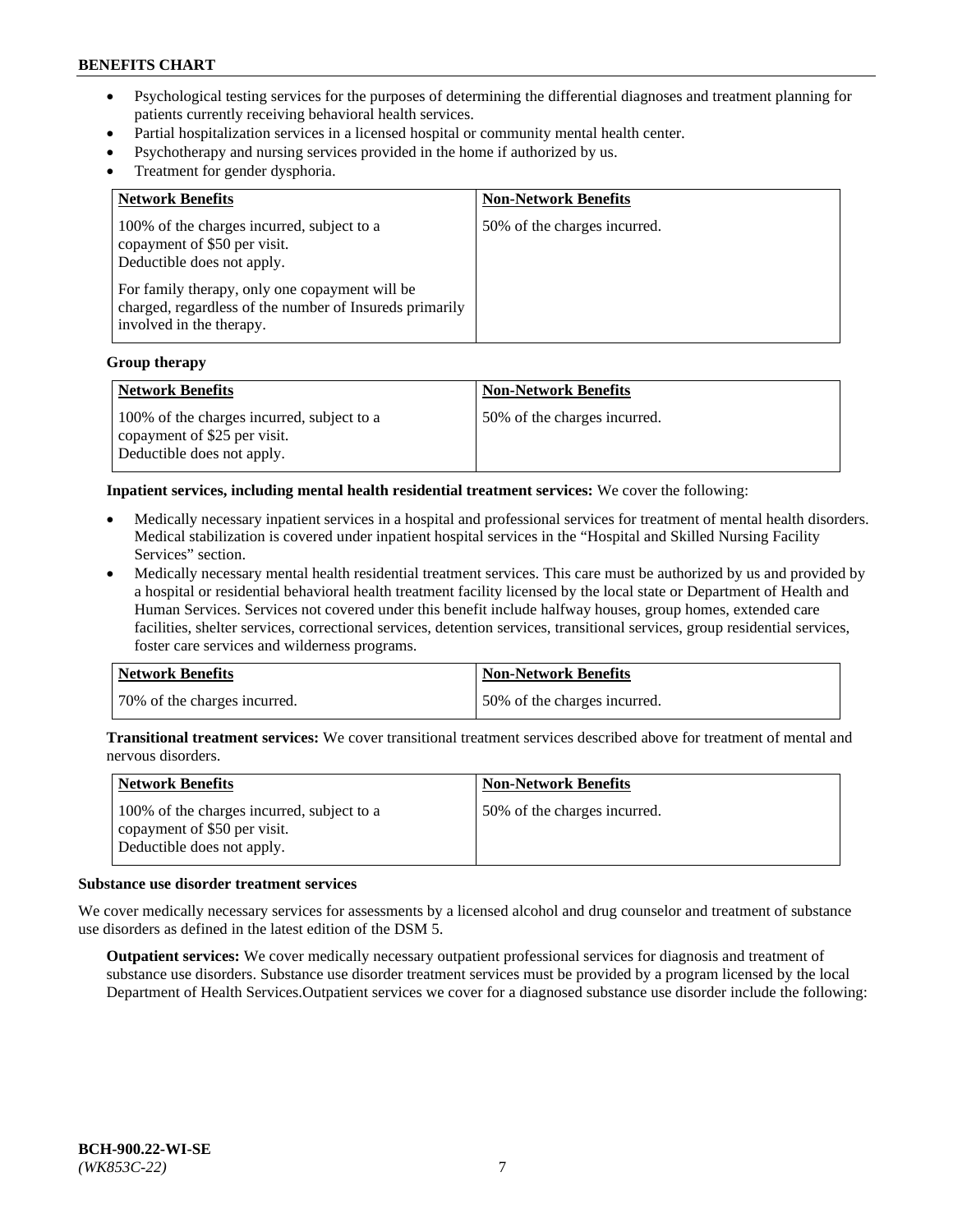- Psychological testing services for the purposes of determining the differential diagnoses and treatment planning for patients currently receiving behavioral health services.
- Partial hospitalization services in a licensed hospital or community mental health center.
- Psychotherapy and nursing services provided in the home if authorized by us.
- Treatment for gender dysphoria.

| Network Benefits | Non-Network Benefits |
|---|---|
| 100% of the charges incurred, subject to a copayment of $50 per visit. Deductible does not apply.<br><br>For family therapy, only one copayment will be charged, regardless of the number of Insureds primarily involved in the therapy. | 50% of the charges incurred. |

**Group therapy**

| Network Benefits | Non-Network Benefits |
|---|---|
| 100% of the charges incurred, subject to a copayment of $25 per visit. Deductible does not apply. | 50% of the charges incurred. |

**Inpatient services, including mental health residential treatment services:** We cover the following:

- Medically necessary inpatient services in a hospital and professional services for treatment of mental health disorders. Medical stabilization is covered under inpatient hospital services in the "Hospital and Skilled Nursing Facility Services" section.
- Medically necessary mental health residential treatment services. This care must be authorized by us and provided by a hospital or residential behavioral health treatment facility licensed by the local state or Department of Health and Human Services. Services not covered under this benefit include halfway houses, group homes, extended care facilities, shelter services, correctional services, detention services, transitional services, group residential services, foster care services and wilderness programs.

| Network Benefits | Non-Network Benefits |
|---|---|
| 70% of the charges incurred. | 50% of the charges incurred. |

**Transitional treatment services:** We cover transitional treatment services described above for treatment of mental and nervous disorders.

| Network Benefits | Non-Network Benefits |
|---|---|
| 100% of the charges incurred, subject to a copayment of $50 per visit. Deductible does not apply. | 50% of the charges incurred. |

**Substance use disorder treatment services**

We cover medically necessary services for assessments by a licensed alcohol and drug counselor and treatment of substance use disorders as defined in the latest edition of the DSM 5.

**Outpatient services:** We cover medically necessary outpatient professional services for diagnosis and treatment of substance use disorders. Substance use disorder treatment services must be provided by a program licensed by the local Department of Health Services.Outpatient services we cover for a diagnosed substance use disorder include the following: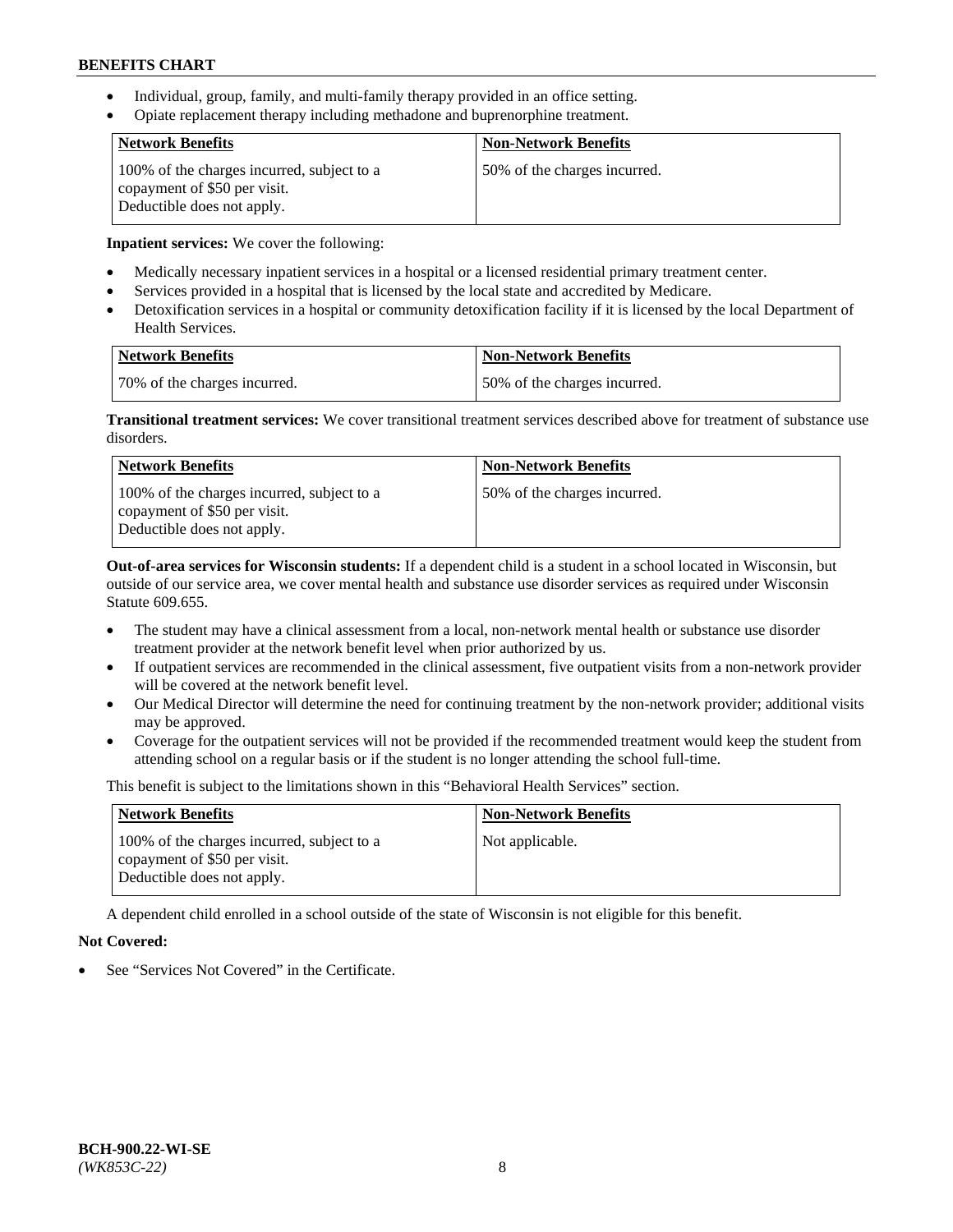- Individual, group, family, and multi-family therapy provided in an office setting.
- Opiate replacement therapy including methadone and buprenorphine treatment.

| Network Benefits | Non-Network Benefits |
|---|---|
| 100% of the charges incurred, subject to a copayment of $50 per visit. Deductible does not apply. | 50% of the charges incurred. |

**Inpatient services:** We cover the following:

- Medically necessary inpatient services in a hospital or a licensed residential primary treatment center.
- Services provided in a hospital that is licensed by the local state and accredited by Medicare.
- Detoxification services in a hospital or community detoxification facility if it is licensed by the local Department of Health Services.

| Network Benefits | Non-Network Benefits |
|---|---|
| 70% of the charges incurred. | 50% of the charges incurred. |

**Transitional treatment services:** We cover transitional treatment services described above for treatment of substance use disorders.

| Network Benefits | Non-Network Benefits |
|---|---|
| 100% of the charges incurred, subject to a copayment of $50 per visit. Deductible does not apply. | 50% of the charges incurred. |

**Out-of-area services for Wisconsin students:** If a dependent child is a student in a school located in Wisconsin, but outside of our service area, we cover mental health and substance use disorder services as required under Wisconsin Statute 609.655.

- The student may have a clinical assessment from a local, non-network mental health or substance use disorder treatment provider at the network benefit level when prior authorized by us.
- If outpatient services are recommended in the clinical assessment, five outpatient visits from a non-network provider will be covered at the network benefit level.
- Our Medical Director will determine the need for continuing treatment by the non-network provider; additional visits may be approved.
- Coverage for the outpatient services will not be provided if the recommended treatment would keep the student from attending school on a regular basis or if the student is no longer attending the school full-time.

This benefit is subject to the limitations shown in this "Behavioral Health Services" section.

| Network Benefits | Non-Network Benefits |
|---|---|
| 100% of the charges incurred, subject to a copayment of $50 per visit. Deductible does not apply. | Not applicable. |

A dependent child enrolled in a school outside of the state of Wisconsin is not eligible for this benefit.

**Not Covered:**

- See "Services Not Covered" in the Certificate.

**BCH-900.22-WI-SE**
*(WK853C-22)*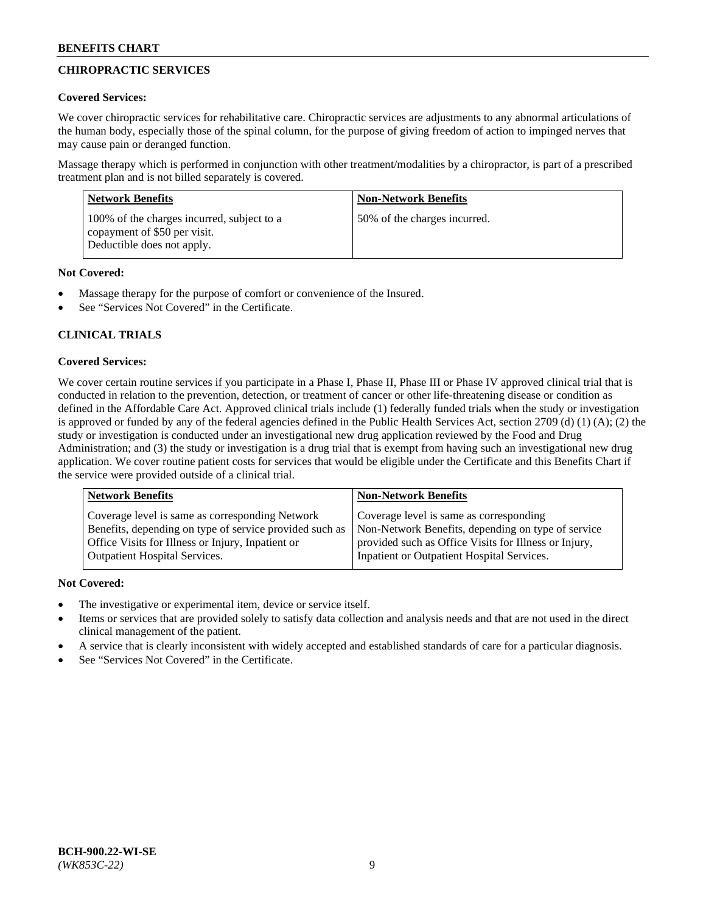## CHIROPRACTIC SERVICES

**Covered Services:**

We cover chiropractic services for rehabilitative care. Chiropractic services are adjustments to any abnormal articulations of the human body, especially those of the spinal column, for the purpose of giving freedom of action to impinged nerves that may cause pain or deranged function.

Massage therapy which is performed in conjunction with other treatment/modalities by a chiropractor, is part of a prescribed treatment plan and is not billed separately is covered.

| Network Benefits | Non-Network Benefits |
|---|---|
| 100% of the charges incurred, subject to a copayment of $50 per visit. Deductible does not apply. | 50% of the charges incurred. |

**Not Covered:**

- Massage therapy for the purpose of comfort or convenience of the Insured.
- See "Services Not Covered" in the Certificate.

## CLINICAL TRIALS

**Covered Services:**

We cover certain routine services if you participate in a Phase I, Phase II, Phase III or Phase IV approved clinical trial that is conducted in relation to the prevention, detection, or treatment of cancer or other life-threatening disease or condition as defined in the Affordable Care Act. Approved clinical trials include (1) federally funded trials when the study or investigation is approved or funded by any of the federal agencies defined in the Public Health Services Act, section 2709 (d) (1) (A); (2) the study or investigation is conducted under an investigational new drug application reviewed by the Food and Drug Administration; and (3) the study or investigation is a drug trial that is exempt from having such an investigational new drug application. We cover routine patient costs for services that would be eligible under the Certificate and this Benefits Chart if the service were provided outside of a clinical trial.

| Network Benefits | Non-Network Benefits |
|---|---|
| Coverage level is same as corresponding Network Benefits, depending on type of service provided such as Office Visits for Illness or Injury, Inpatient or Outpatient Hospital Services. | Coverage level is same as corresponding Non-Network Benefits, depending on type of service provided such as Office Visits for Illness or Injury, Inpatient or Outpatient Hospital Services. |

**Not Covered:**

- The investigative or experimental item, device or service itself.
- Items or services that are provided solely to satisfy data collection and analysis needs and that are not used in the direct clinical management of the patient.
- A service that is clearly inconsistent with widely accepted and established standards of care for a particular diagnosis.
- See "Services Not Covered" in the Certificate.

BCH-900.22-WI-SE
*(WK853C-22)*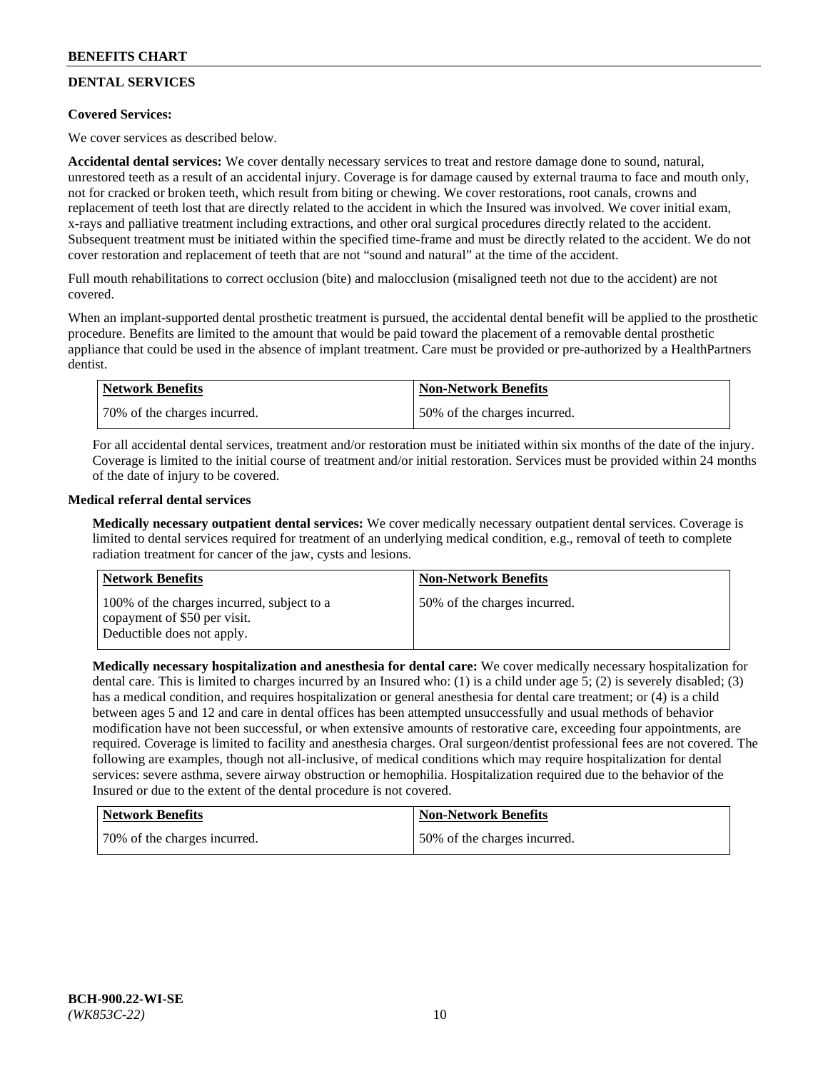## DENTAL SERVICES

**Covered Services:**

We cover services as described below.

**Accidental dental services:** We cover dentally necessary services to treat and restore damage done to sound, natural, unrestored teeth as a result of an accidental injury. Coverage is for damage caused by external trauma to face and mouth only, not for cracked or broken teeth, which result from biting or chewing. We cover restorations, root canals, crowns and replacement of teeth lost that are directly related to the accident in which the Insured was involved. We cover initial exam, x-rays and palliative treatment including extractions, and other oral surgical procedures directly related to the accident. Subsequent treatment must be initiated within the specified time-frame and must be directly related to the accident. We do not cover restoration and replacement of teeth that are not "sound and natural" at the time of the accident.

Full mouth rehabilitations to correct occlusion (bite) and malocclusion (misaligned teeth not due to the accident) are not covered.

When an implant-supported dental prosthetic treatment is pursued, the accidental dental benefit will be applied to the prosthetic procedure. Benefits are limited to the amount that would be paid toward the placement of a removable dental prosthetic appliance that could be used in the absence of implant treatment. Care must be provided or pre-authorized by a HealthPartners dentist.

| Network Benefits | Non-Network Benefits |
|---|---|
| 70% of the charges incurred. | 50% of the charges incurred. |

For all accidental dental services, treatment and/or restoration must be initiated within six months of the date of the injury. Coverage is limited to the initial course of treatment and/or initial restoration. Services must be provided within 24 months of the date of injury to be covered.

**Medical referral dental services**

**Medically necessary outpatient dental services:** We cover medically necessary outpatient dental services. Coverage is limited to dental services required for treatment of an underlying medical condition, e.g., removal of teeth to complete radiation treatment for cancer of the jaw, cysts and lesions.

| Network Benefits | Non-Network Benefits |
|---|---|
| 100% of the charges incurred, subject to a copayment of $50 per visit. Deductible does not apply. | 50% of the charges incurred. |

**Medically necessary hospitalization and anesthesia for dental care:** We cover medically necessary hospitalization for dental care. This is limited to charges incurred by an Insured who: (1) is a child under age 5; (2) is severely disabled; (3) has a medical condition, and requires hospitalization or general anesthesia for dental care treatment; or (4) is a child between ages 5 and 12 and care in dental offices has been attempted unsuccessfully and usual methods of behavior modification have not been successful, or when extensive amounts of restorative care, exceeding four appointments, are required. Coverage is limited to facility and anesthesia charges. Oral surgeon/dentist professional fees are not covered. The following are examples, though not all-inclusive, of medical conditions which may require hospitalization for dental services: severe asthma, severe airway obstruction or hemophilia. Hospitalization required due to the behavior of the Insured or due to the extent of the dental procedure is not covered.

| Network Benefits | Non-Network Benefits |
|---|---|
| 70% of the charges incurred. | 50% of the charges incurred. |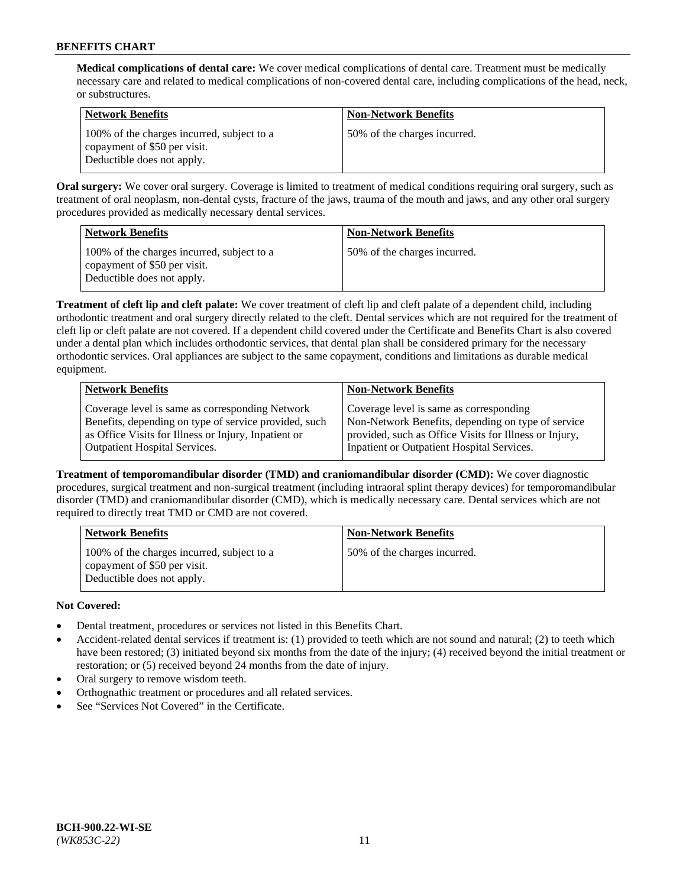**Medical complications of dental care:** We cover medical complications of dental care. Treatment must be medically necessary care and related to medical complications of non-covered dental care, including complications of the head, neck, or substructures.

| Network Benefits | Non-Network Benefits |
| --- | --- |
| 100% of the charges incurred, subject to a copayment of $50 per visit. Deductible does not apply. | 50% of the charges incurred. |

**Oral surgery:** We cover oral surgery. Coverage is limited to treatment of medical conditions requiring oral surgery, such as treatment of oral neoplasm, non-dental cysts, fracture of the jaws, trauma of the mouth and jaws, and any other oral surgery procedures provided as medically necessary dental services.

| Network Benefits | Non-Network Benefits |
| --- | --- |
| 100% of the charges incurred, subject to a copayment of $50 per visit. Deductible does not apply. | 50% of the charges incurred. |

**Treatment of cleft lip and cleft palate:** We cover treatment of cleft lip and cleft palate of a dependent child, including orthodontic treatment and oral surgery directly related to the cleft. Dental services which are not required for the treatment of cleft lip or cleft palate are not covered. If a dependent child covered under the Certificate and Benefits Chart is also covered under a dental plan which includes orthodontic services, that dental plan shall be considered primary for the necessary orthodontic services. Oral appliances are subject to the same copayment, conditions and limitations as durable medical equipment.

| Network Benefits | Non-Network Benefits |
| --- | --- |
| Coverage level is same as corresponding Network Benefits, depending on type of service provided, such as Office Visits for Illness or Injury, Inpatient or Outpatient Hospital Services. | Coverage level is same as corresponding Non-Network Benefits, depending on type of service provided, such as Office Visits for Illness or Injury, Inpatient or Outpatient Hospital Services. |

**Treatment of temporomandibular disorder (TMD) and craniomandibular disorder (CMD):** We cover diagnostic procedures, surgical treatment and non-surgical treatment (including intraoral splint therapy devices) for temporomandibular disorder (TMD) and craniomandibular disorder (CMD), which is medically necessary care. Dental services which are not required to directly treat TMD or CMD are not covered.

| Network Benefits | Non-Network Benefits |
| --- | --- |
| 100% of the charges incurred, subject to a copayment of $50 per visit. Deductible does not apply. | 50% of the charges incurred. |

**Not Covered:**

- Dental treatment, procedures or services not listed in this Benefits Chart.
- Accident-related dental services if treatment is: (1) provided to teeth which are not sound and natural; (2) to teeth which have been restored; (3) initiated beyond six months from the date of the injury; (4) received beyond the initial treatment or restoration; or (5) received beyond 24 months from the date of injury.
- Oral surgery to remove wisdom teeth.
- Orthognathic treatment or procedures and all related services.
- See "Services Not Covered" in the Certificate.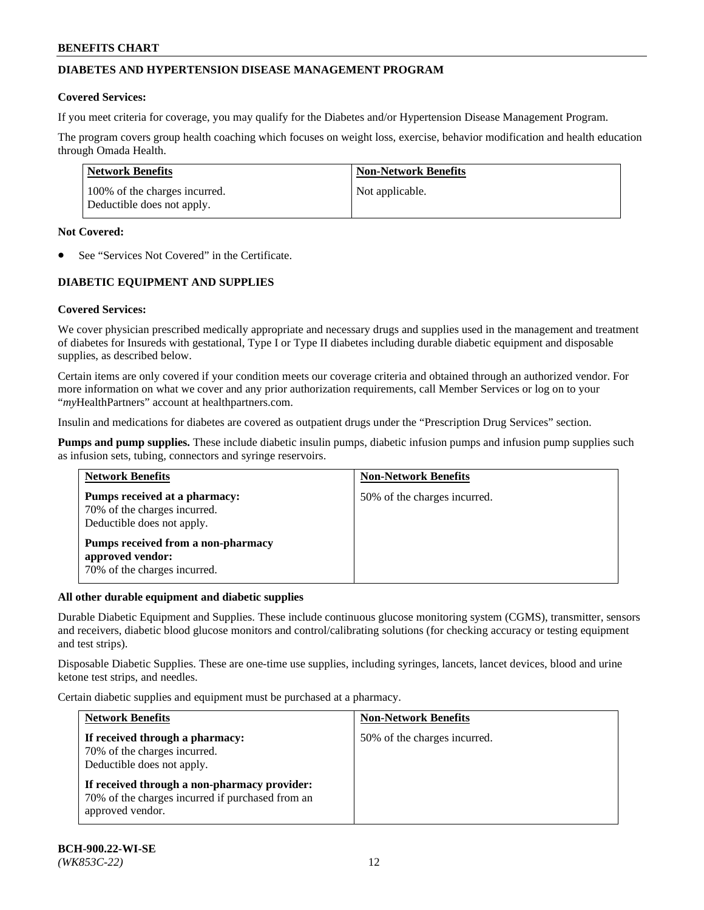## DIABETES AND HYPERTENSION DISEASE MANAGEMENT PROGRAM

**Covered Services:**

If you meet criteria for coverage, you may qualify for the Diabetes and/or Hypertension Disease Management Program.

The program covers group health coaching which focuses on weight loss, exercise, behavior modification and health education through Omada Health.

| Network Benefits | Non-Network Benefits |
| --- | --- |
| 100% of the charges incurred. Deductible does not apply. | Not applicable. |

**Not Covered:**

- See "Services Not Covered" in the Certificate.

## DIABETIC EQUIPMENT AND SUPPLIES

**Covered Services:**

We cover physician prescribed medically appropriate and necessary drugs and supplies used in the management and treatment of diabetes for Insureds with gestational, Type I or Type II diabetes including durable diabetic equipment and disposable supplies, as described below.

Certain items are only covered if your condition meets our coverage criteria and obtained through an authorized vendor. For more information on what we cover and any prior authorization requirements, call Member Services or log on to your "*my*HealthPartners" account at healthpartners.com.

Insulin and medications for diabetes are covered as outpatient drugs under the "Prescription Drug Services" section.

**Pumps and pump supplies.** These include diabetic insulin pumps, diabetic infusion pumps and infusion pump supplies such as infusion sets, tubing, connectors and syringe reservoirs.

| Network Benefits | Non-Network Benefits |
| --- | --- |
| **Pumps received at a pharmacy:** 70% of the charges incurred. Deductible does not apply. **Pumps received from a non-pharmacy approved vendor:** 70% of the charges incurred. | 50% of the charges incurred. |

**All other durable equipment and diabetic supplies**

Durable Diabetic Equipment and Supplies. These include continuous glucose monitoring system (CGMS), transmitter, sensors and receivers, diabetic blood glucose monitors and control/calibrating solutions (for checking accuracy or testing equipment and test strips).

Disposable Diabetic Supplies. These are one-time use supplies, including syringes, lancets, lancet devices, blood and urine ketone test strips, and needles.

Certain diabetic supplies and equipment must be purchased at a pharmacy.

| Network Benefits | Non-Network Benefits |
| --- | --- |
| **If received through a pharmacy:** 70% of the charges incurred. Deductible does not apply. **If received through a non-pharmacy provider:** 70% of the charges incurred if purchased from an approved vendor. | 50% of the charges incurred. |

BCH-900.22-WI-SE
*(WK853C-22)*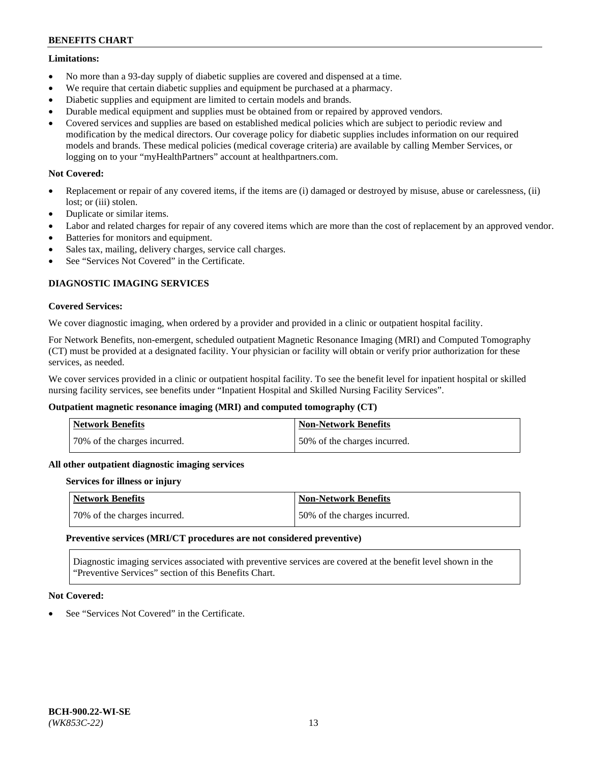**Limitations:**

- No more than a 93-day supply of diabetic supplies are covered and dispensed at a time.
- We require that certain diabetic supplies and equipment be purchased at a pharmacy.
- Diabetic supplies and equipment are limited to certain models and brands.
- Durable medical equipment and supplies must be obtained from or repaired by approved vendors.
- Covered services and supplies are based on established medical policies which are subject to periodic review and modification by the medical directors. Our coverage policy for diabetic supplies includes information on our required models and brands. These medical policies (medical coverage criteria) are available by calling Member Services, or logging on to your "myHealthPartners" account at healthpartners.com.

**Not Covered:**

- Replacement or repair of any covered items, if the items are (i) damaged or destroyed by misuse, abuse or carelessness, (ii) lost; or (iii) stolen.
- Duplicate or similar items.
- Labor and related charges for repair of any covered items which are more than the cost of replacement by an approved vendor.
- Batteries for monitors and equipment.
- Sales tax, mailing, delivery charges, service call charges.
- See "Services Not Covered" in the Certificate.

## DIAGNOSTIC IMAGING SERVICES

**Covered Services:**

We cover diagnostic imaging, when ordered by a provider and provided in a clinic or outpatient hospital facility.

For Network Benefits, non-emergent, scheduled outpatient Magnetic Resonance Imaging (MRI) and Computed Tomography (CT) must be provided at a designated facility. Your physician or facility will obtain or verify prior authorization for these services, as needed.

We cover services provided in a clinic or outpatient hospital facility. To see the benefit level for inpatient hospital or skilled nursing facility services, see benefits under "Inpatient Hospital and Skilled Nursing Facility Services".

**Outpatient magnetic resonance imaging (MRI) and computed tomography (CT)**

| Network Benefits | Non-Network Benefits |
|---|---|
| 70% of the charges incurred. | 50% of the charges incurred. |

**All other outpatient diagnostic imaging services**

**Services for illness or injury**

| Network Benefits | Non-Network Benefits |
|---|---|
| 70% of the charges incurred. | 50% of the charges incurred. |

**Preventive services (MRI/CT procedures are not considered preventive)**

Diagnostic imaging services associated with preventive services are covered at the benefit level shown in the "Preventive Services" section of this Benefits Chart.

**Not Covered:**

- See "Services Not Covered" in the Certificate.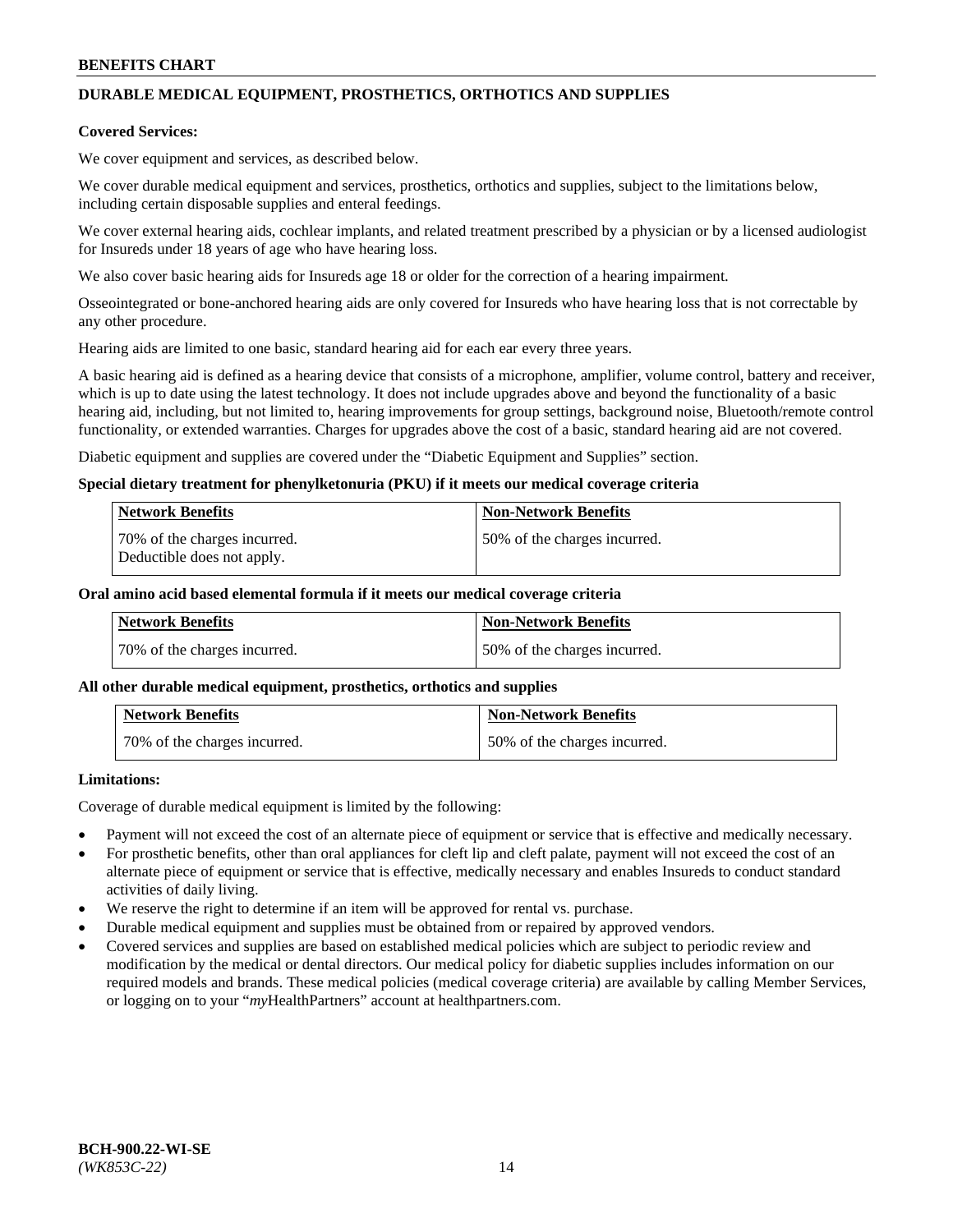**BENEFITS CHART**

## DURABLE MEDICAL EQUIPMENT, PROSTHETICS, ORTHOTICS AND SUPPLIES

**Covered Services:**

We cover equipment and services, as described below.

We cover durable medical equipment and services, prosthetics, orthotics and supplies, subject to the limitations below, including certain disposable supplies and enteral feedings.

We cover external hearing aids, cochlear implants, and related treatment prescribed by a physician or by a licensed audiologist for Insureds under 18 years of age who have hearing loss.

We also cover basic hearing aids for Insureds age 18 or older for the correction of a hearing impairment.

Osseointegrated or bone-anchored hearing aids are only covered for Insureds who have hearing loss that is not correctable by any other procedure.

Hearing aids are limited to one basic, standard hearing aid for each ear every three years.

A basic hearing aid is defined as a hearing device that consists of a microphone, amplifier, volume control, battery and receiver, which is up to date using the latest technology. It does not include upgrades above and beyond the functionality of a basic hearing aid, including, but not limited to, hearing improvements for group settings, background noise, Bluetooth/remote control functionality, or extended warranties. Charges for upgrades above the cost of a basic, standard hearing aid are not covered.

Diabetic equipment and supplies are covered under the "Diabetic Equipment and Supplies" section.

**Special dietary treatment for phenylketonuria (PKU) if it meets our medical coverage criteria**

| Network Benefits | Non-Network Benefits |
| --- | --- |
| 70% of the charges incurred. Deductible does not apply. | 50% of the charges incurred. |

**Oral amino acid based elemental formula if it meets our medical coverage criteria**

| Network Benefits | Non-Network Benefits |
| --- | --- |
| 70% of the charges incurred. | 50% of the charges incurred. |

**All other durable medical equipment, prosthetics, orthotics and supplies**

| Network Benefits | Non-Network Benefits |
| --- | --- |
| 70% of the charges incurred. | 50% of the charges incurred. |

**Limitations:**

Coverage of durable medical equipment is limited by the following:

- Payment will not exceed the cost of an alternate piece of equipment or service that is effective and medically necessary.
- For prosthetic benefits, other than oral appliances for cleft lip and cleft palate, payment will not exceed the cost of an alternate piece of equipment or service that is effective, medically necessary and enables Insureds to conduct standard activities of daily living.
- We reserve the right to determine if an item will be approved for rental vs. purchase.
- Durable medical equipment and supplies must be obtained from or repaired by approved vendors.
- Covered services and supplies are based on established medical policies which are subject to periodic review and modification by the medical or dental directors. Our medical policy for diabetic supplies includes information on our required models and brands. These medical policies (medical coverage criteria) are available by calling Member Services, or logging on to your "*my*HealthPartners" account at healthpartners.com.

**BCH-900.22-WI-SE**
*(WK853C-22)*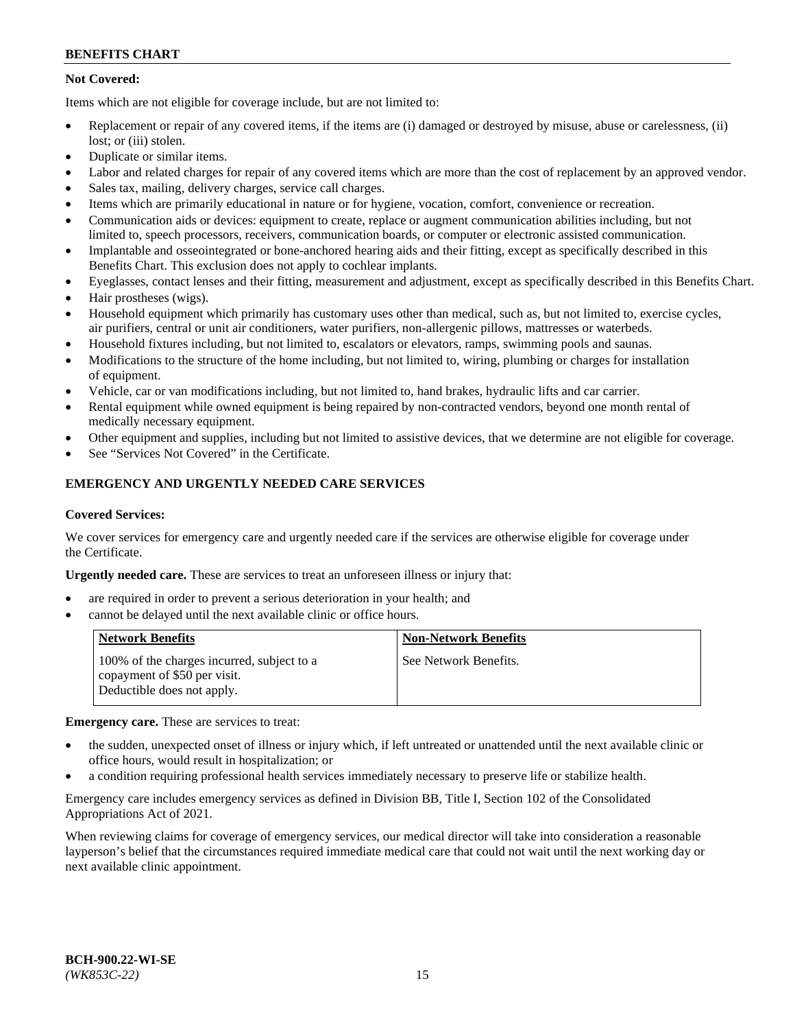**Not Covered:**

Items which are not eligible for coverage include, but are not limited to:

- Replacement or repair of any covered items, if the items are (i) damaged or destroyed by misuse, abuse or carelessness, (ii) lost; or (iii) stolen.
- Duplicate or similar items.
- Labor and related charges for repair of any covered items which are more than the cost of replacement by an approved vendor.
- Sales tax, mailing, delivery charges, service call charges.
- Items which are primarily educational in nature or for hygiene, vocation, comfort, convenience or recreation.
- Communication aids or devices: equipment to create, replace or augment communication abilities including, but not limited to, speech processors, receivers, communication boards, or computer or electronic assisted communication.
- Implantable and osseointegrated or bone-anchored hearing aids and their fitting, except as specifically described in this Benefits Chart. This exclusion does not apply to cochlear implants.
- Eyeglasses, contact lenses and their fitting, measurement and adjustment, except as specifically described in this Benefits Chart.
- Hair prostheses (wigs).
- Household equipment which primarily has customary uses other than medical, such as, but not limited to, exercise cycles, air purifiers, central or unit air conditioners, water purifiers, non-allergenic pillows, mattresses or waterbeds.
- Household fixtures including, but not limited to, escalators or elevators, ramps, swimming pools and saunas.
- Modifications to the structure of the home including, but not limited to, wiring, plumbing or charges for installation of equipment.
- Vehicle, car or van modifications including, but not limited to, hand brakes, hydraulic lifts and car carrier.
- Rental equipment while owned equipment is being repaired by non-contracted vendors, beyond one month rental of medically necessary equipment.
- Other equipment and supplies, including but not limited to assistive devices, that we determine are not eligible for coverage.
- See "Services Not Covered" in the Certificate.

## EMERGENCY AND URGENTLY NEEDED CARE SERVICES

**Covered Services:**

We cover services for emergency care and urgently needed care if the services are otherwise eligible for coverage under the Certificate.

**Urgently needed care.** These are services to treat an unforeseen illness or injury that:

- are required in order to prevent a serious deterioration in your health; and
- cannot be delayed until the next available clinic or office hours.

| Network Benefits | Non-Network Benefits |
|---|---|
| 100% of the charges incurred, subject to a copayment of $50 per visit. Deductible does not apply. | See Network Benefits. |

**Emergency care.** These are services to treat:

- the sudden, unexpected onset of illness or injury which, if left untreated or unattended until the next available clinic or office hours, would result in hospitalization; or
- a condition requiring professional health services immediately necessary to preserve life or stabilize health.

Emergency care includes emergency services as defined in Division BB, Title I, Section 102 of the Consolidated Appropriations Act of 2021.

When reviewing claims for coverage of emergency services, our medical director will take into consideration a reasonable layperson's belief that the circumstances required immediate medical care that could not wait until the next working day or next available clinic appointment.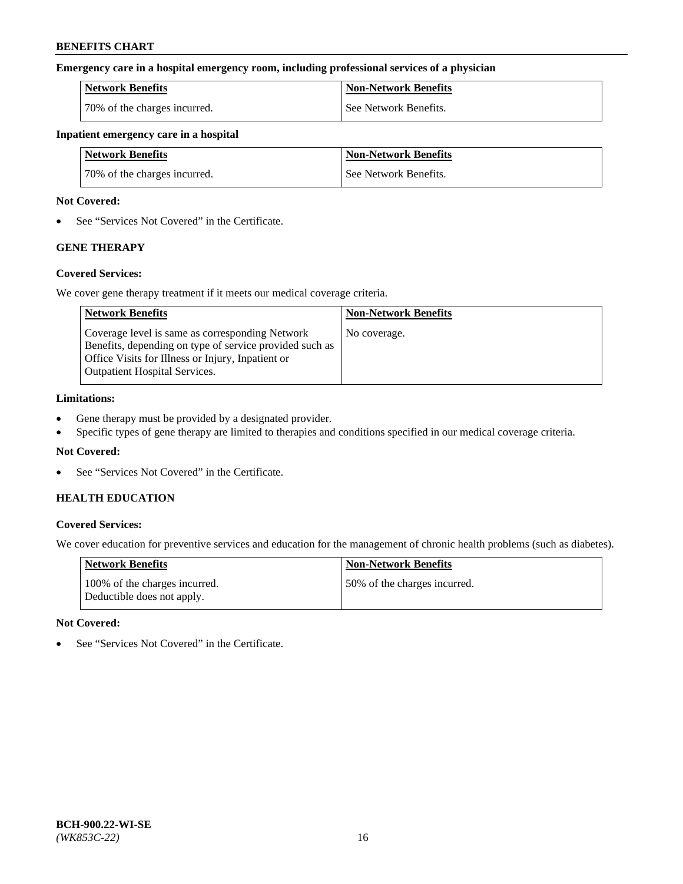**Emergency care in a hospital emergency room, including professional services of a physician**

| Network Benefits | Non-Network Benefits |
| --- | --- |
| 70% of the charges incurred. | See Network Benefits. |

**Inpatient emergency care in a hospital**

| Network Benefits | Non-Network Benefits |
| --- | --- |
| 70% of the charges incurred. | See Network Benefits. |

**Not Covered:**

- See "Services Not Covered" in the Certificate.

## GENE THERAPY

**Covered Services:**

We cover gene therapy treatment if it meets our medical coverage criteria.

| Network Benefits | Non-Network Benefits |
| --- | --- |
| Coverage level is same as corresponding Network Benefits, depending on type of service provided such as Office Visits for Illness or Injury, Inpatient or Outpatient Hospital Services. | No coverage. |

**Limitations:**

- Gene therapy must be provided by a designated provider.
- Specific types of gene therapy are limited to therapies and conditions specified in our medical coverage criteria.

**Not Covered:**

- See "Services Not Covered" in the Certificate.

## HEALTH EDUCATION

**Covered Services:**

We cover education for preventive services and education for the management of chronic health problems (such as diabetes).

| Network Benefits | Non-Network Benefits |
| --- | --- |
| 100% of the charges incurred. Deductible does not apply. | 50% of the charges incurred. |

**Not Covered:**

- See "Services Not Covered" in the Certificate.

**BCH-900.22-WI-SE**
*(WK853C-22)*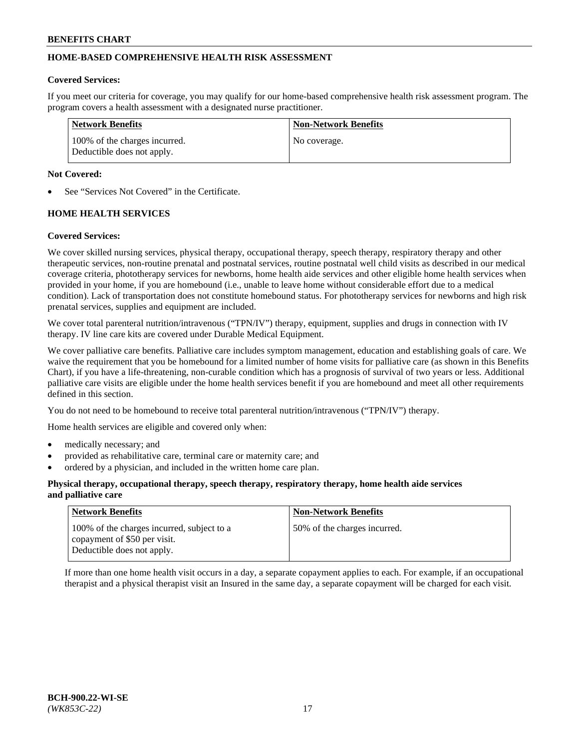## HOME-BASED COMPREHENSIVE HEALTH RISK ASSESSMENT

**Covered Services:**

If you meet our criteria for coverage, you may qualify for our home-based comprehensive health risk assessment program. The program covers a health assessment with a designated nurse practitioner.

| Network Benefits | Non-Network Benefits |
|---|---|
| 100% of the charges incurred. Deductible does not apply. | No coverage. |

**Not Covered:**

- See "Services Not Covered" in the Certificate.

## HOME HEALTH SERVICES

**Covered Services:**

We cover skilled nursing services, physical therapy, occupational therapy, speech therapy, respiratory therapy and other therapeutic services, non-routine prenatal and postnatal services, routine postnatal well child visits as described in our medical coverage criteria, phototherapy services for newborns, home health aide services and other eligible home health services when provided in your home, if you are homebound (i.e., unable to leave home without considerable effort due to a medical condition). Lack of transportation does not constitute homebound status. For phototherapy services for newborns and high risk prenatal services, supplies and equipment are included.

We cover total parenteral nutrition/intravenous ("TPN/IV") therapy, equipment, supplies and drugs in connection with IV therapy. IV line care kits are covered under Durable Medical Equipment.

We cover palliative care benefits. Palliative care includes symptom management, education and establishing goals of care. We waive the requirement that you be homebound for a limited number of home visits for palliative care (as shown in this Benefits Chart), if you have a life-threatening, non-curable condition which has a prognosis of survival of two years or less. Additional palliative care visits are eligible under the home health services benefit if you are homebound and meet all other requirements defined in this section.

You do not need to be homebound to receive total parenteral nutrition/intravenous ("TPN/IV") therapy.

Home health services are eligible and covered only when:

- medically necessary; and
- provided as rehabilitative care, terminal care or maternity care; and
- ordered by a physician, and included in the written home care plan.

**Physical therapy, occupational therapy, speech therapy, respiratory therapy, home health aide services and palliative care**

| Network Benefits | Non-Network Benefits |
|---|---|
| 100% of the charges incurred, subject to a copayment of $50 per visit. Deductible does not apply. | 50% of the charges incurred. |

If more than one home health visit occurs in a day, a separate copayment applies to each. For example, if an occupational therapist and a physical therapist visit an Insured in the same day, a separate copayment will be charged for each visit.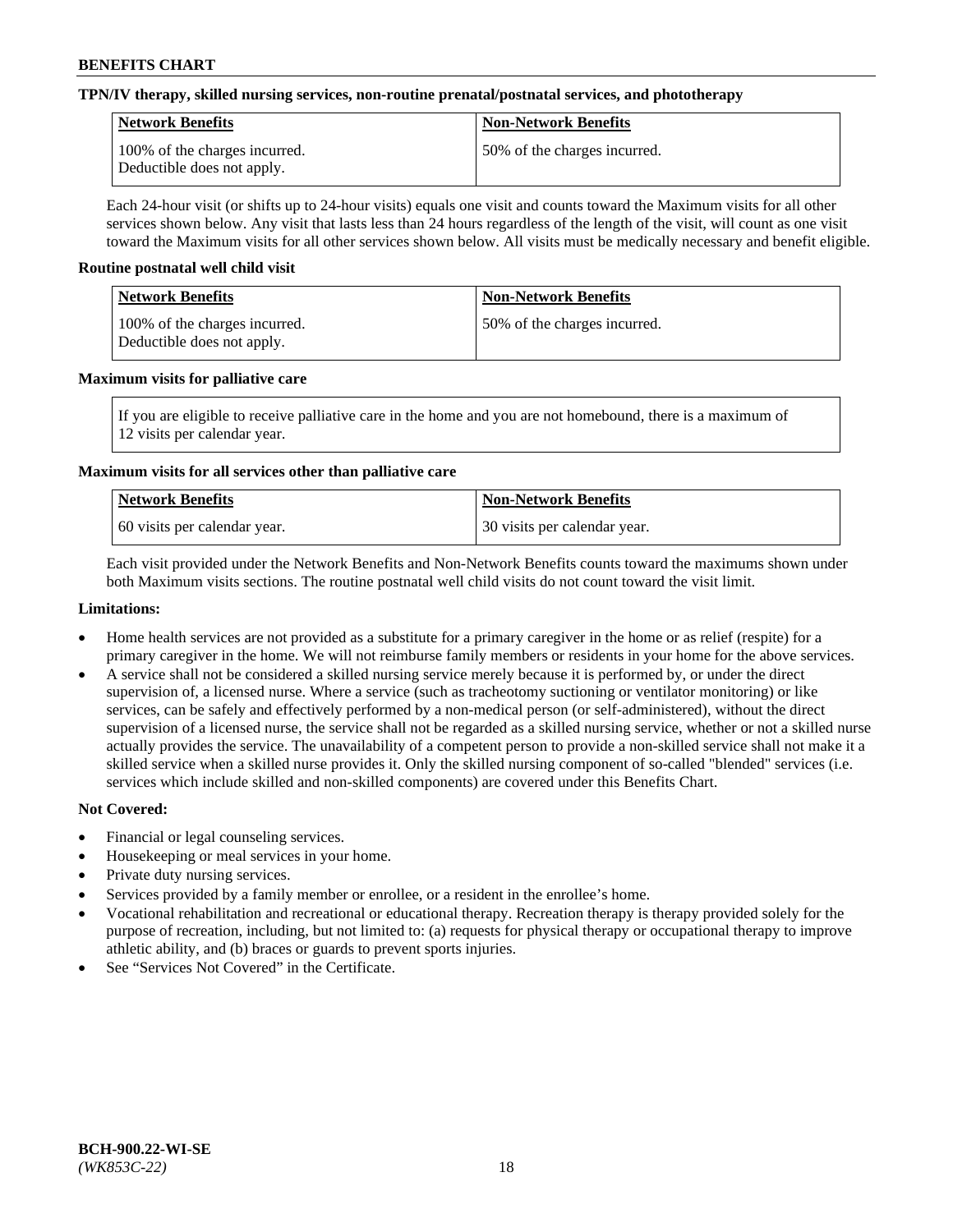**TPN/IV therapy, skilled nursing services, non-routine prenatal/postnatal services, and phototherapy**

| Network Benefits | Non-Network Benefits |
|---|---|
| 100% of the charges incurred. Deductible does not apply. | 50% of the charges incurred. |

Each 24-hour visit (or shifts up to 24-hour visits) equals one visit and counts toward the Maximum visits for all other services shown below. Any visit that lasts less than 24 hours regardless of the length of the visit, will count as one visit toward the Maximum visits for all other services shown below. All visits must be medically necessary and benefit eligible.

**Routine postnatal well child visit**

| Network Benefits | Non-Network Benefits |
|---|---|
| 100% of the charges incurred. Deductible does not apply. | 50% of the charges incurred. |

**Maximum visits for palliative care**

If you are eligible to receive palliative care in the home and you are not homebound, there is a maximum of 12 visits per calendar year.

**Maximum visits for all services other than palliative care**

| Network Benefits | Non-Network Benefits |
|---|---|
| 60 visits per calendar year. | 30 visits per calendar year. |

Each visit provided under the Network Benefits and Non-Network Benefits counts toward the maximums shown under both Maximum visits sections. The routine postnatal well child visits do not count toward the visit limit.

**Limitations:**

- Home health services are not provided as a substitute for a primary caregiver in the home or as relief (respite) for a primary caregiver in the home. We will not reimburse family members or residents in your home for the above services.
- A service shall not be considered a skilled nursing service merely because it is performed by, or under the direct supervision of, a licensed nurse. Where a service (such as tracheotomy suctioning or ventilator monitoring) or like services, can be safely and effectively performed by a non-medical person (or self-administered), without the direct supervision of a licensed nurse, the service shall not be regarded as a skilled nursing service, whether or not a skilled nurse actually provides the service. The unavailability of a competent person to provide a non-skilled service shall not make it a skilled service when a skilled nurse provides it. Only the skilled nursing component of so-called "blended" services (i.e. services which include skilled and non-skilled components) are covered under this Benefits Chart.

**Not Covered:**

- Financial or legal counseling services.
- Housekeeping or meal services in your home.
- Private duty nursing services.
- Services provided by a family member or enrollee, or a resident in the enrollee's home.
- Vocational rehabilitation and recreational or educational therapy. Recreation therapy is therapy provided solely for the purpose of recreation, including, but not limited to: (a) requests for physical therapy or occupational therapy to improve athletic ability, and (b) braces or guards to prevent sports injuries.
- See "Services Not Covered" in the Certificate.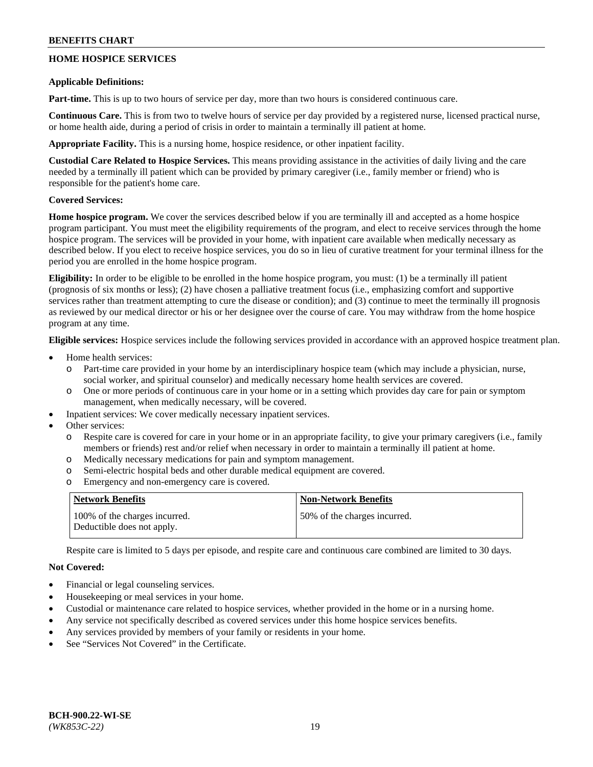## HOME HOSPICE SERVICES

**Applicable Definitions:**

**Part-time.** This is up to two hours of service per day, more than two hours is considered continuous care.

**Continuous Care.** This is from two to twelve hours of service per day provided by a registered nurse, licensed practical nurse, or home health aide, during a period of crisis in order to maintain a terminally ill patient at home.

**Appropriate Facility.** This is a nursing home, hospice residence, or other inpatient facility.

**Custodial Care Related to Hospice Services.** This means providing assistance in the activities of daily living and the care needed by a terminally ill patient which can be provided by primary caregiver (i.e., family member or friend) who is responsible for the patient's home care.

**Covered Services:**

**Home hospice program.** We cover the services described below if you are terminally ill and accepted as a home hospice program participant. You must meet the eligibility requirements of the program, and elect to receive services through the home hospice program. The services will be provided in your home, with inpatient care available when medically necessary as described below. If you elect to receive hospice services, you do so in lieu of curative treatment for your terminal illness for the period you are enrolled in the home hospice program.

**Eligibility:** In order to be eligible to be enrolled in the home hospice program, you must: (1) be a terminally ill patient (prognosis of six months or less); (2) have chosen a palliative treatment focus (i.e., emphasizing comfort and supportive services rather than treatment attempting to cure the disease or condition); and (3) continue to meet the terminally ill prognosis as reviewed by our medical director or his or her designee over the course of care. You may withdraw from the home hospice program at any time.

**Eligible services:** Hospice services include the following services provided in accordance with an approved hospice treatment plan.

- Home health services:
  - o Part-time care provided in your home by an interdisciplinary hospice team (which may include a physician, nurse, social worker, and spiritual counselor) and medically necessary home health services are covered.
  - o One or more periods of continuous care in your home or in a setting which provides day care for pain or symptom management, when medically necessary, will be covered.
- Inpatient services: We cover medically necessary inpatient services.
- Other services:
  - o Respite care is covered for care in your home or in an appropriate facility, to give your primary caregivers (i.e., family members or friends) rest and/or relief when necessary in order to maintain a terminally ill patient at home.
  - o Medically necessary medications for pain and symptom management.
  - o Semi-electric hospital beds and other durable medical equipment are covered.
  - o Emergency and non-emergency care is covered.

| Network Benefits | Non-Network Benefits |
|---|---|
| 100% of the charges incurred. Deductible does not apply. | 50% of the charges incurred. |

Respite care is limited to 5 days per episode, and respite care and continuous care combined are limited to 30 days.

**Not Covered:**

- Financial or legal counseling services.
- Housekeeping or meal services in your home.
- Custodial or maintenance care related to hospice services, whether provided in the home or in a nursing home.
- Any service not specifically described as covered services under this home hospice services benefits.
- Any services provided by members of your family or residents in your home.
- See "Services Not Covered" in the Certificate.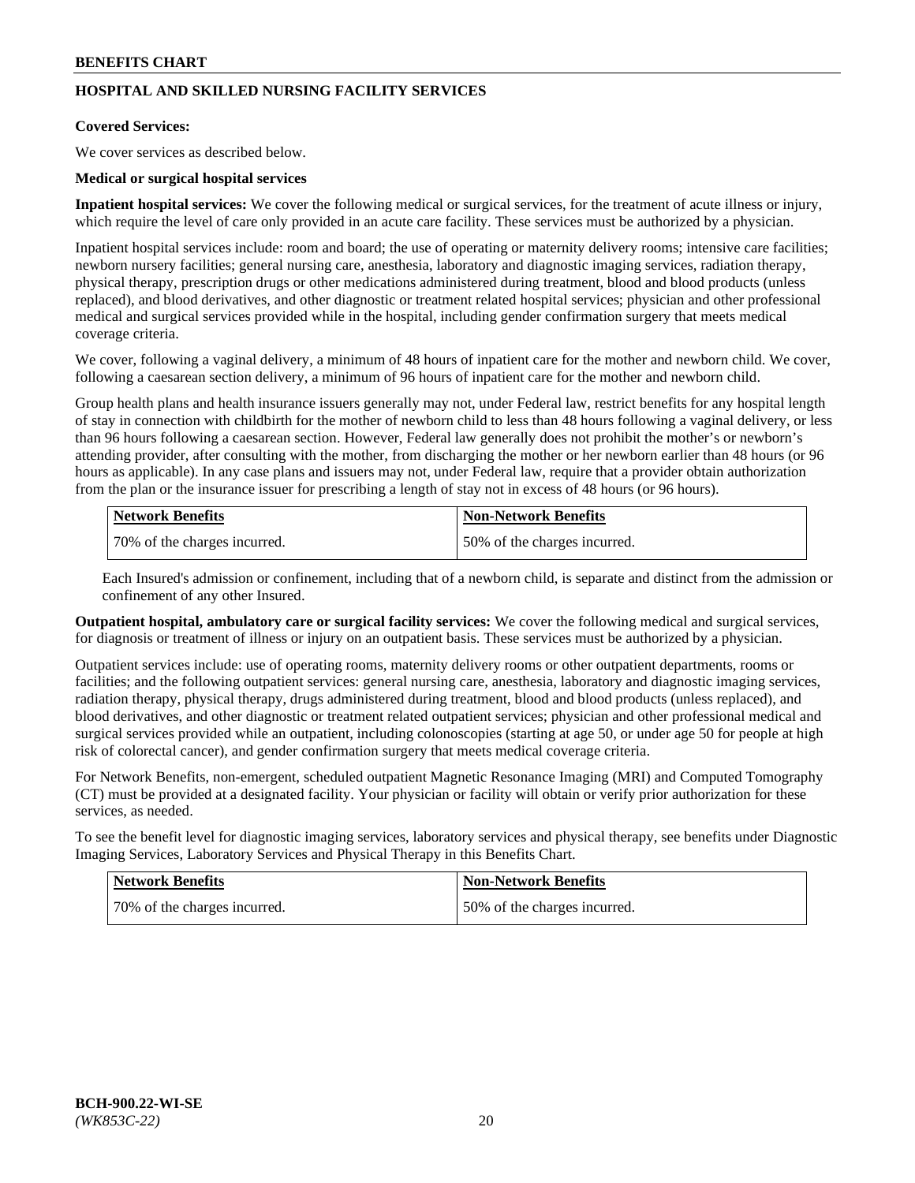## HOSPITAL AND SKILLED NURSING FACILITY SERVICES

**Covered Services:**

We cover services as described below.

**Medical or surgical hospital services**

**Inpatient hospital services:** We cover the following medical or surgical services, for the treatment of acute illness or injury, which require the level of care only provided in an acute care facility. These services must be authorized by a physician.

Inpatient hospital services include: room and board; the use of operating or maternity delivery rooms; intensive care facilities; newborn nursery facilities; general nursing care, anesthesia, laboratory and diagnostic imaging services, radiation therapy, physical therapy, prescription drugs or other medications administered during treatment, blood and blood products (unless replaced), and blood derivatives, and other diagnostic or treatment related hospital services; physician and other professional medical and surgical services provided while in the hospital, including gender confirmation surgery that meets medical coverage criteria.

We cover, following a vaginal delivery, a minimum of 48 hours of inpatient care for the mother and newborn child. We cover, following a caesarean section delivery, a minimum of 96 hours of inpatient care for the mother and newborn child.

Group health plans and health insurance issuers generally may not, under Federal law, restrict benefits for any hospital length of stay in connection with childbirth for the mother of newborn child to less than 48 hours following a vaginal delivery, or less than 96 hours following a caesarean section. However, Federal law generally does not prohibit the mother's or newborn's attending provider, after consulting with the mother, from discharging the mother or her newborn earlier than 48 hours (or 96 hours as applicable). In any case plans and issuers may not, under Federal law, require that a provider obtain authorization from the plan or the insurance issuer for prescribing a length of stay not in excess of 48 hours (or 96 hours).

| Network Benefits | Non-Network Benefits |
| --- | --- |
| 70% of the charges incurred. | 50% of the charges incurred. |

Each Insured's admission or confinement, including that of a newborn child, is separate and distinct from the admission or confinement of any other Insured.

**Outpatient hospital, ambulatory care or surgical facility services:** We cover the following medical and surgical services, for diagnosis or treatment of illness or injury on an outpatient basis. These services must be authorized by a physician.

Outpatient services include: use of operating rooms, maternity delivery rooms or other outpatient departments, rooms or facilities; and the following outpatient services: general nursing care, anesthesia, laboratory and diagnostic imaging services, radiation therapy, physical therapy, drugs administered during treatment, blood and blood products (unless replaced), and blood derivatives, and other diagnostic or treatment related outpatient services; physician and other professional medical and surgical services provided while an outpatient, including colonoscopies (starting at age 50, or under age 50 for people at high risk of colorectal cancer), and gender confirmation surgery that meets medical coverage criteria.

For Network Benefits, non-emergent, scheduled outpatient Magnetic Resonance Imaging (MRI) and Computed Tomography (CT) must be provided at a designated facility. Your physician or facility will obtain or verify prior authorization for these services, as needed.

To see the benefit level for diagnostic imaging services, laboratory services and physical therapy, see benefits under Diagnostic Imaging Services, Laboratory Services and Physical Therapy in this Benefits Chart.

| Network Benefits | Non-Network Benefits |
| --- | --- |
| 70% of the charges incurred. | 50% of the charges incurred. |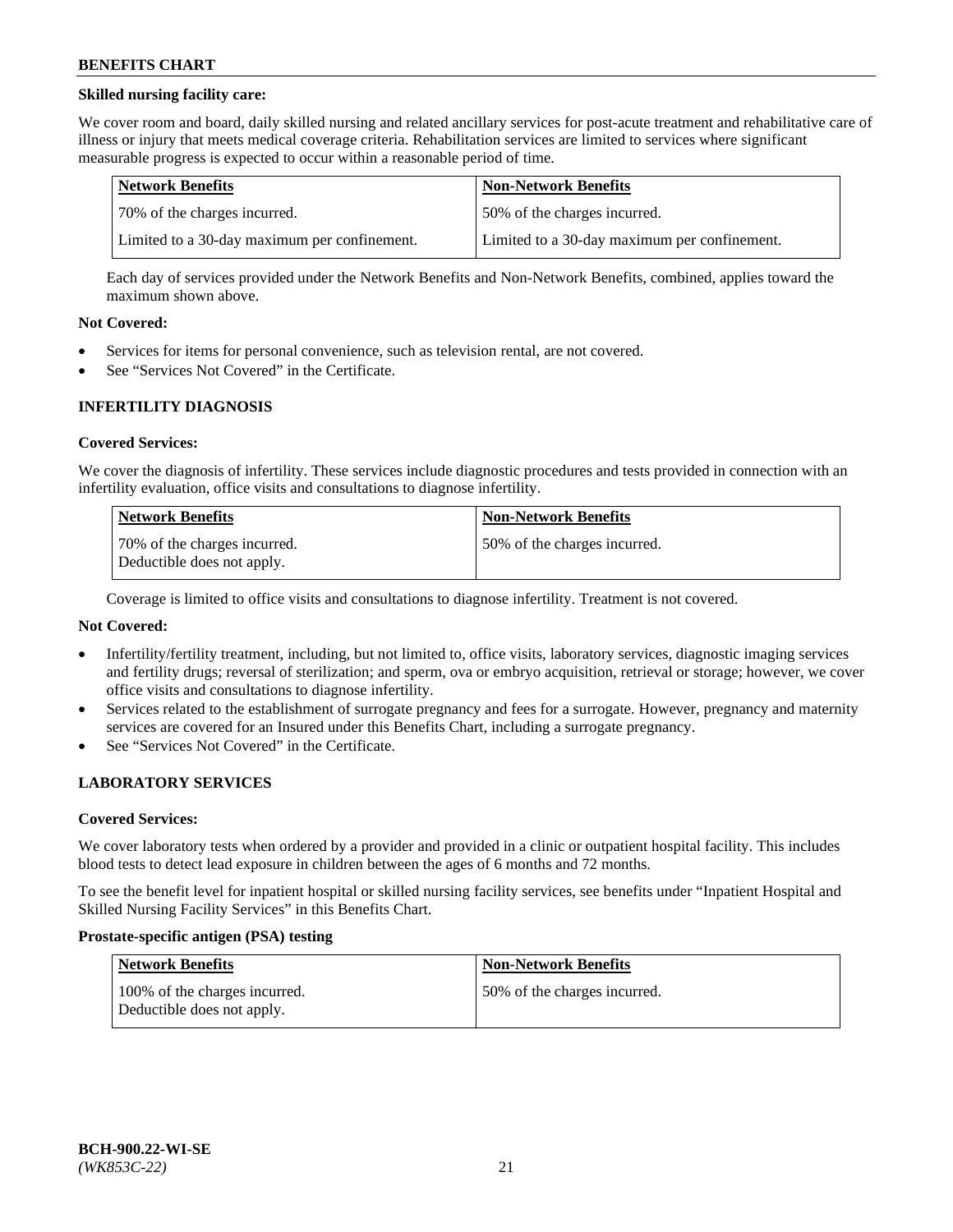**Skilled nursing facility care:**

We cover room and board, daily skilled nursing and related ancillary services for post-acute treatment and rehabilitative care of illness or injury that meets medical coverage criteria. Rehabilitation services are limited to services where significant measurable progress is expected to occur within a reasonable period of time.

| Network Benefits | Non-Network Benefits |
|---|---|
| 70% of the charges incurred. | 50% of the charges incurred. |
| Limited to a 30-day maximum per confinement. | Limited to a 30-day maximum per confinement. |

Each day of services provided under the Network Benefits and Non-Network Benefits, combined, applies toward the maximum shown above.

**Not Covered:**

- Services for items for personal convenience, such as television rental, are not covered.
- See "Services Not Covered" in the Certificate.

## INFERTILITY DIAGNOSIS

**Covered Services:**

We cover the diagnosis of infertility. These services include diagnostic procedures and tests provided in connection with an infertility evaluation, office visits and consultations to diagnose infertility.

| Network Benefits | Non-Network Benefits |
|---|---|
| 70% of the charges incurred.<br>Deductible does not apply. | 50% of the charges incurred. |

Coverage is limited to office visits and consultations to diagnose infertility. Treatment is not covered.

**Not Covered:**

- Infertility/fertility treatment, including, but not limited to, office visits, laboratory services, diagnostic imaging services and fertility drugs; reversal of sterilization; and sperm, ova or embryo acquisition, retrieval or storage; however, we cover office visits and consultations to diagnose infertility.
- Services related to the establishment of surrogate pregnancy and fees for a surrogate. However, pregnancy and maternity services are covered for an Insured under this Benefits Chart, including a surrogate pregnancy.
- See "Services Not Covered" in the Certificate.

## LABORATORY SERVICES

**Covered Services:**

We cover laboratory tests when ordered by a provider and provided in a clinic or outpatient hospital facility. This includes blood tests to detect lead exposure in children between the ages of 6 months and 72 months.

To see the benefit level for inpatient hospital or skilled nursing facility services, see benefits under "Inpatient Hospital and Skilled Nursing Facility Services" in this Benefits Chart.

**Prostate-specific antigen (PSA) testing**

| Network Benefits | Non-Network Benefits |
|---|---|
| 100% of the charges incurred.<br>Deductible does not apply. | 50% of the charges incurred. |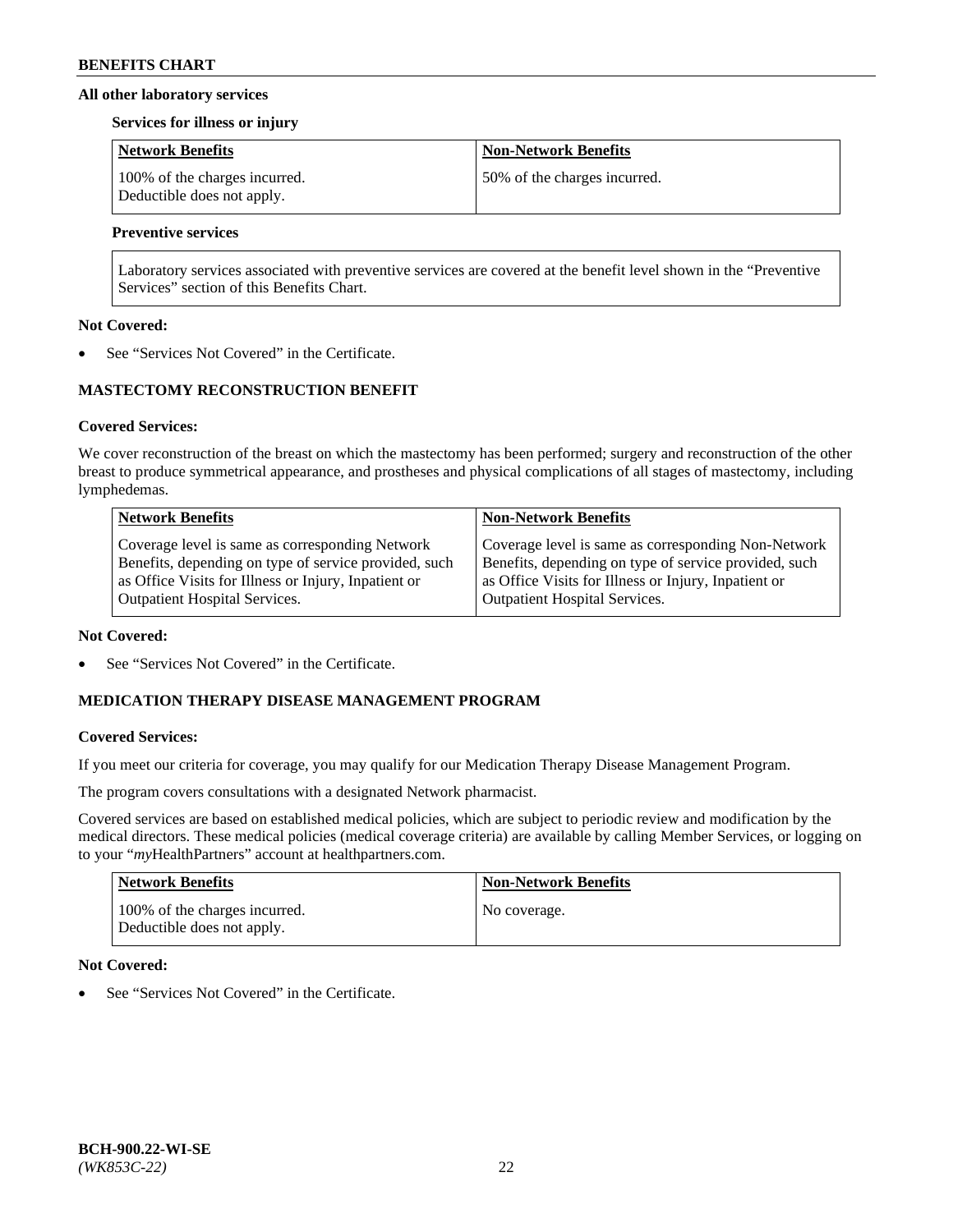### All other laboratory services

**Services for illness or injury**

| Network Benefits | Non-Network Benefits |
| --- | --- |
| 100% of the charges incurred. Deductible does not apply. | 50% of the charges incurred. |

**Preventive services**

| Laboratory services associated with preventive services are covered at the benefit level shown in the "Preventive Services" section of this Benefits Chart. |
| --- |

**Not Covered:**

- See "Services Not Covered" in the Certificate.

## MASTECTOMY RECONSTRUCTION BENEFIT

**Covered Services:**

We cover reconstruction of the breast on which the mastectomy has been performed; surgery and reconstruction of the other breast to produce symmetrical appearance, and prostheses and physical complications of all stages of mastectomy, including lymphedemas.

| Network Benefits | Non-Network Benefits |
| --- | --- |
| Coverage level is same as corresponding Network Benefits, depending on type of service provided, such as Office Visits for Illness or Injury, Inpatient or Outpatient Hospital Services. | Coverage level is same as corresponding Non-Network Benefits, depending on type of service provided, such as Office Visits for Illness or Injury, Inpatient or Outpatient Hospital Services. |

**Not Covered:**

- See "Services Not Covered" in the Certificate.

## MEDICATION THERAPY DISEASE MANAGEMENT PROGRAM

**Covered Services:**

If you meet our criteria for coverage, you may qualify for our Medication Therapy Disease Management Program.

The program covers consultations with a designated Network pharmacist.

Covered services are based on established medical policies, which are subject to periodic review and modification by the medical directors. These medical policies (medical coverage criteria) are available by calling Member Services, or logging on to your "*my*HealthPartners" account at healthpartners.com.

| Network Benefits | Non-Network Benefits |
| --- | --- |
| 100% of the charges incurred. Deductible does not apply. | No coverage. |

**Not Covered:**

- See "Services Not Covered" in the Certificate.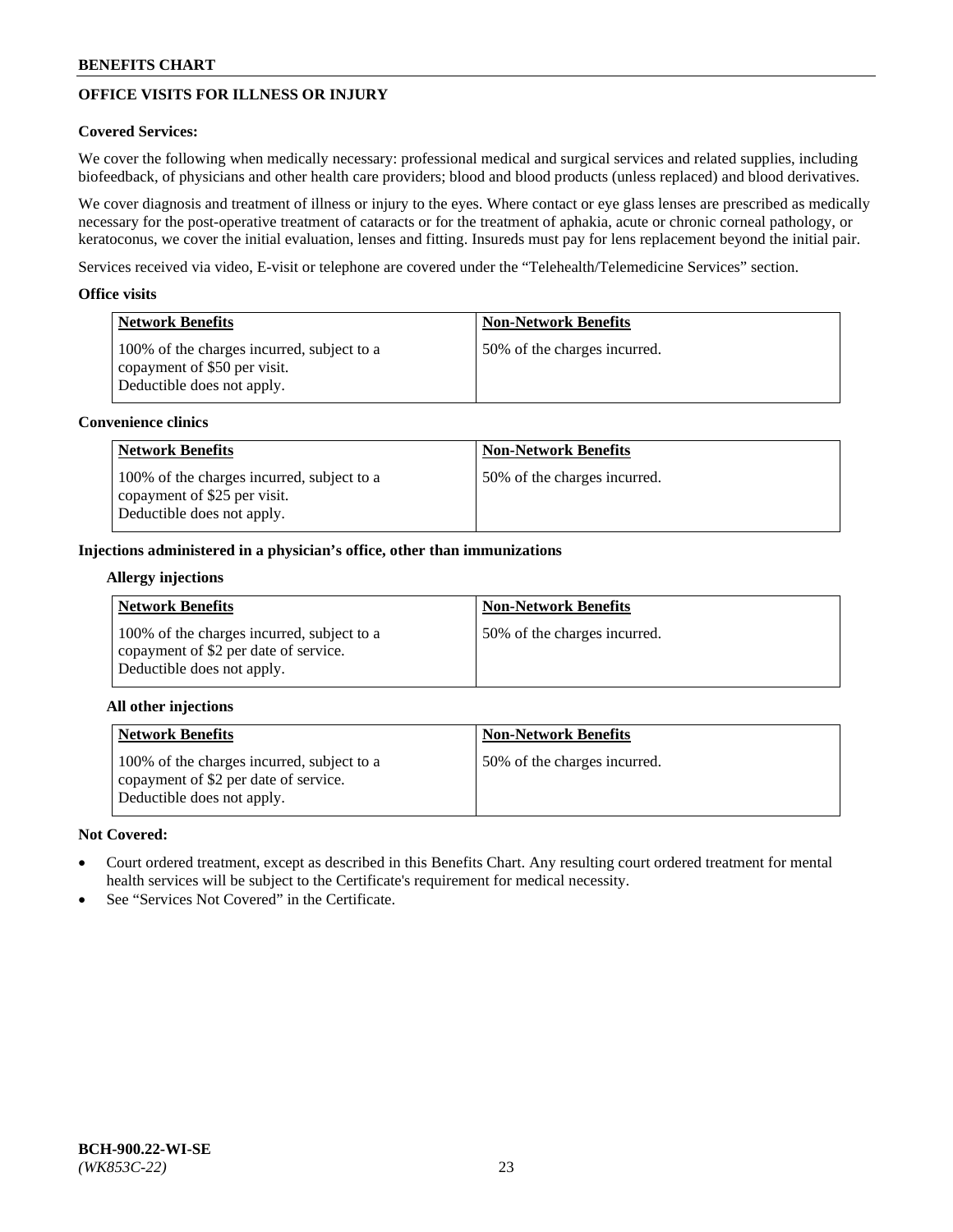## OFFICE VISITS FOR ILLNESS OR INJURY

**Covered Services:**

We cover the following when medically necessary: professional medical and surgical services and related supplies, including biofeedback, of physicians and other health care providers; blood and blood products (unless replaced) and blood derivatives.

We cover diagnosis and treatment of illness or injury to the eyes. Where contact or eye glass lenses are prescribed as medically necessary for the post-operative treatment of cataracts or for the treatment of aphakia, acute or chronic corneal pathology, or keratoconus, we cover the initial evaluation, lenses and fitting. Insureds must pay for lens replacement beyond the initial pair.

Services received via video, E-visit or telephone are covered under the "Telehealth/Telemedicine Services" section.

**Office visits**

| Network Benefits | Non-Network Benefits |
|---|---|
| 100% of the charges incurred, subject to a copayment of $50 per visit. Deductible does not apply. | 50% of the charges incurred. |

**Convenience clinics**

| Network Benefits | Non-Network Benefits |
|---|---|
| 100% of the charges incurred, subject to a copayment of $25 per visit. Deductible does not apply. | 50% of the charges incurred. |

**Injections administered in a physician's office, other than immunizations**

**Allergy injections**

| Network Benefits | Non-Network Benefits |
|---|---|
| 100% of the charges incurred, subject to a copayment of $2 per date of service. Deductible does not apply. | 50% of the charges incurred. |

**All other injections**

| Network Benefits | Non-Network Benefits |
|---|---|
| 100% of the charges incurred, subject to a copayment of $2 per date of service. Deductible does not apply. | 50% of the charges incurred. |

**Not Covered:**

- Court ordered treatment, except as described in this Benefits Chart. Any resulting court ordered treatment for mental health services will be subject to the Certificate's requirement for medical necessity.
- See "Services Not Covered" in the Certificate.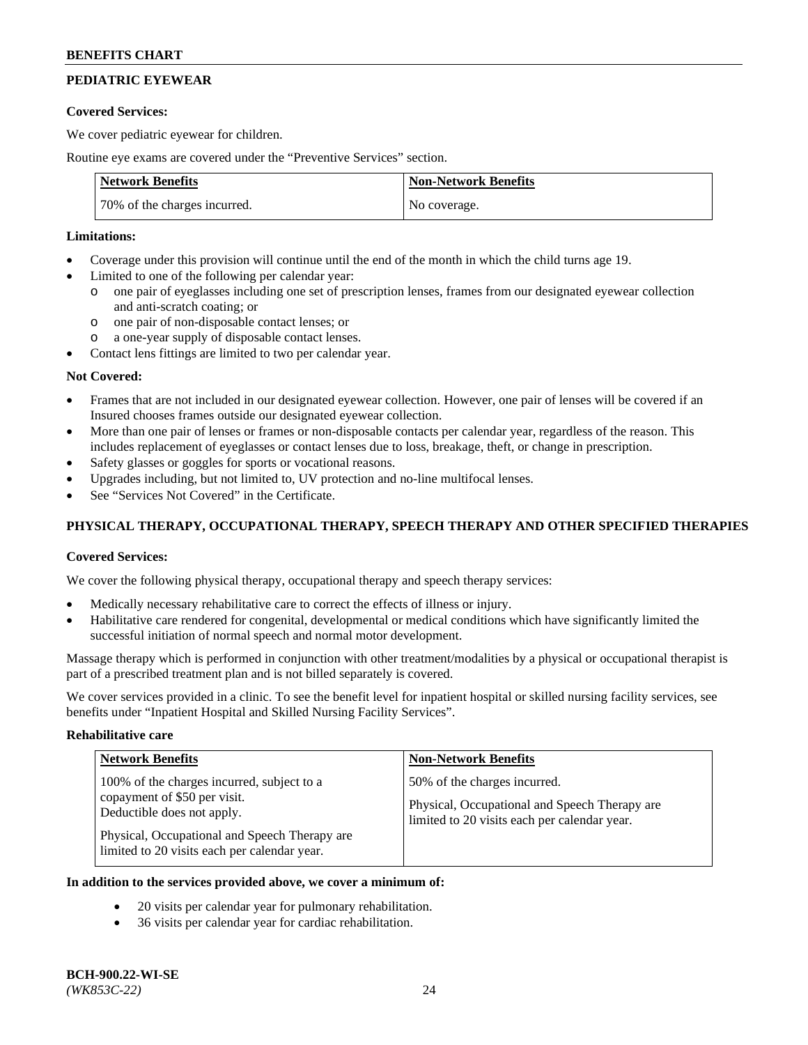## PEDIATRIC EYEWEAR

**Covered Services:**

We cover pediatric eyewear for children.

Routine eye exams are covered under the "Preventive Services" section.

| Network Benefits | Non-Network Benefits |
|---|---|
| 70% of the charges incurred. | No coverage. |

**Limitations:**

- Coverage under this provision will continue until the end of the month in which the child turns age 19.
- Limited to one of the following per calendar year:
  - o one pair of eyeglasses including one set of prescription lenses, frames from our designated eyewear collection and anti-scratch coating; or
  - o one pair of non-disposable contact lenses; or
  - o a one-year supply of disposable contact lenses.
- Contact lens fittings are limited to two per calendar year.

**Not Covered:**

- Frames that are not included in our designated eyewear collection. However, one pair of lenses will be covered if an Insured chooses frames outside our designated eyewear collection.
- More than one pair of lenses or frames or non-disposable contacts per calendar year, regardless of the reason. This includes replacement of eyeglasses or contact lenses due to loss, breakage, theft, or change in prescription.
- Safety glasses or goggles for sports or vocational reasons.
- Upgrades including, but not limited to, UV protection and no-line multifocal lenses.
- See "Services Not Covered" in the Certificate.

## PHYSICAL THERAPY, OCCUPATIONAL THERAPY, SPEECH THERAPY AND OTHER SPECIFIED THERAPIES

**Covered Services:**

We cover the following physical therapy, occupational therapy and speech therapy services:

- Medically necessary rehabilitative care to correct the effects of illness or injury.
- Habilitative care rendered for congenital, developmental or medical conditions which have significantly limited the successful initiation of normal speech and normal motor development.

Massage therapy which is performed in conjunction with other treatment/modalities by a physical or occupational therapist is part of a prescribed treatment plan and is not billed separately is covered.

We cover services provided in a clinic. To see the benefit level for inpatient hospital or skilled nursing facility services, see benefits under "Inpatient Hospital and Skilled Nursing Facility Services".

**Rehabilitative care**

| Network Benefits | Non-Network Benefits |
|---|---|
| 100% of the charges incurred, subject to a copayment of $50 per visit. Deductible does not apply.<br><br>Physical, Occupational and Speech Therapy are limited to 20 visits each per calendar year. | 50% of the charges incurred.<br><br>Physical, Occupational and Speech Therapy are limited to 20 visits each per calendar year. |

**In addition to the services provided above, we cover a minimum of:**

- 20 visits per calendar year for pulmonary rehabilitation.
- 36 visits per calendar year for cardiac rehabilitation.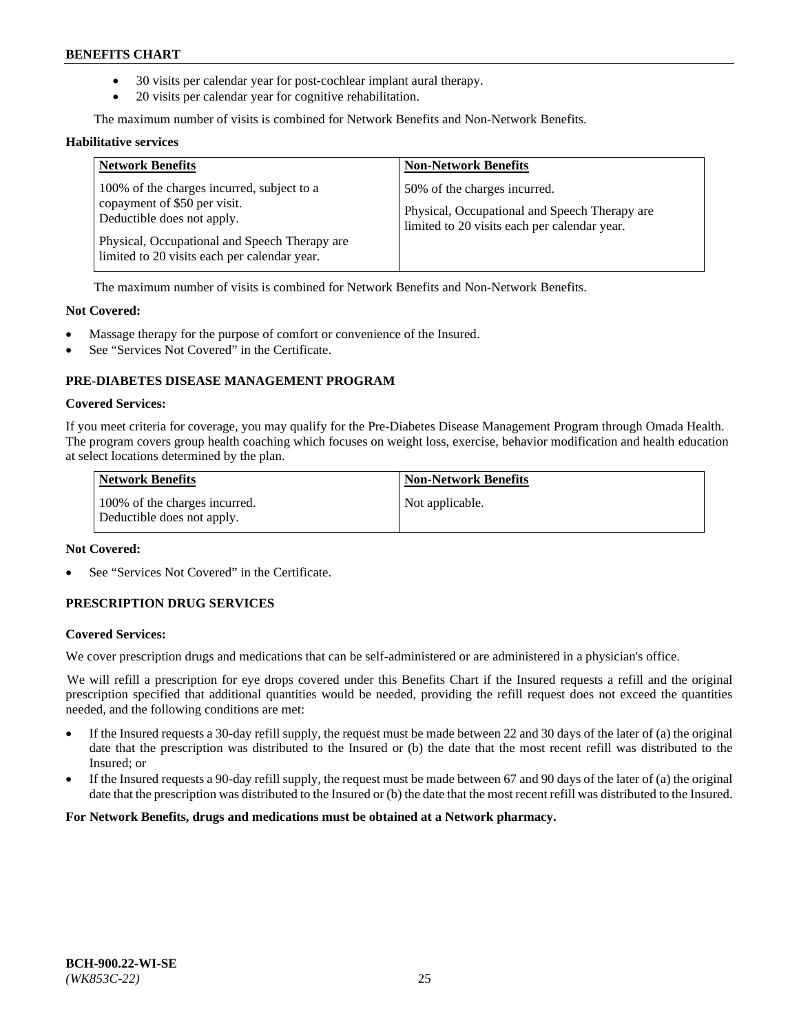- 30 visits per calendar year for post-cochlear implant aural therapy.
- 20 visits per calendar year for cognitive rehabilitation.

The maximum number of visits is combined for Network Benefits and Non-Network Benefits.

**Habilitative services**

| Network Benefits | Non-Network Benefits |
|---|---|
| 100% of the charges incurred, subject to a copayment of $50 per visit. Deductible does not apply. Physical, Occupational and Speech Therapy are limited to 20 visits each per calendar year. | 50% of the charges incurred. Physical, Occupational and Speech Therapy are limited to 20 visits each per calendar year. |

The maximum number of visits is combined for Network Benefits and Non-Network Benefits.

**Not Covered:**

- Massage therapy for the purpose of comfort or convenience of the Insured.
- See "Services Not Covered" in the Certificate.

### PRE-DIABETES DISEASE MANAGEMENT PROGRAM

**Covered Services:**

If you meet criteria for coverage, you may qualify for the Pre-Diabetes Disease Management Program through Omada Health. The program covers group health coaching which focuses on weight loss, exercise, behavior modification and health education at select locations determined by the plan.

| Network Benefits | Non-Network Benefits |
|---|---|
| 100% of the charges incurred. Deductible does not apply. | Not applicable. |

**Not Covered:**

- See "Services Not Covered" in the Certificate.

### PRESCRIPTION DRUG SERVICES

**Covered Services:**

We cover prescription drugs and medications that can be self-administered or are administered in a physician's office.

We will refill a prescription for eye drops covered under this Benefits Chart if the Insured requests a refill and the original prescription specified that additional quantities would be needed, providing the refill request does not exceed the quantities needed, and the following conditions are met:

- If the Insured requests a 30-day refill supply, the request must be made between 22 and 30 days of the later of (a) the original date that the prescription was distributed to the Insured or (b) the date that the most recent refill was distributed to the Insured; or
- If the Insured requests a 90-day refill supply, the request must be made between 67 and 90 days of the later of (a) the original date that the prescription was distributed to the Insured or (b) the date that the most recent refill was distributed to the Insured.

**For Network Benefits, drugs and medications must be obtained at a Network pharmacy.**

**BCH-900.22-WI-SE**
*(WK853C-22)*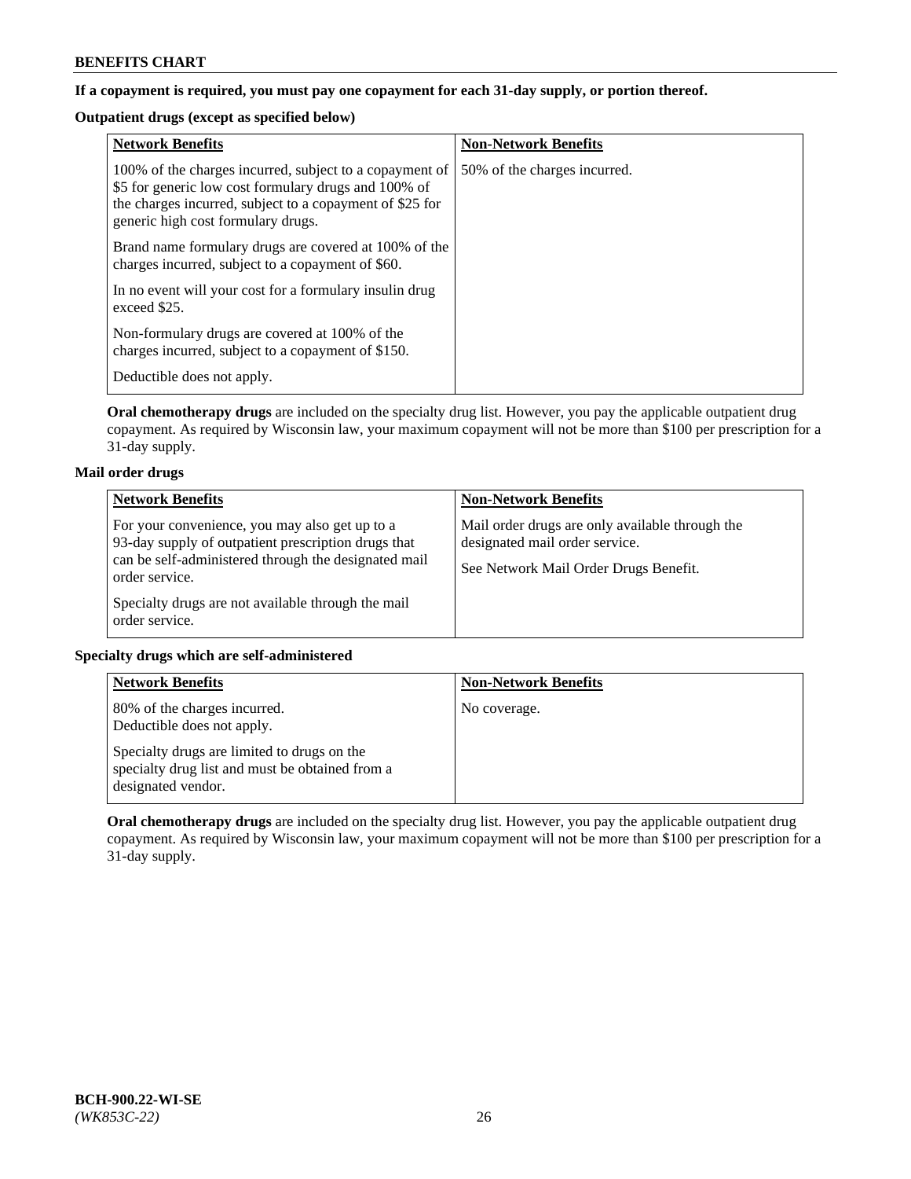**If a copayment is required, you must pay one copayment for each 31-day supply, or portion thereof.**

**Outpatient drugs (except as specified below)**

| Network Benefits | Non-Network Benefits |
| --- | --- |
| 100% of the charges incurred, subject to a copayment of $5 for generic low cost formulary drugs and 100% of the charges incurred, subject to a copayment of $25 for generic high cost formulary drugs.<br><br>Brand name formulary drugs are covered at 100% of the charges incurred, subject to a copayment of $60.<br><br>In no event will your cost for a formulary insulin drug exceed $25.<br><br>Non-formulary drugs are covered at 100% of the charges incurred, subject to a copayment of $150.<br><br>Deductible does not apply. | 50% of the charges incurred. |

**Oral chemotherapy drugs** are included on the specialty drug list. However, you pay the applicable outpatient drug copayment. As required by Wisconsin law, your maximum copayment will not be more than $100 per prescription for a 31-day supply.

**Mail order drugs**

| Network Benefits | Non-Network Benefits |
| --- | --- |
| For your convenience, you may also get up to a 93-day supply of outpatient prescription drugs that can be self-administered through the designated mail order service.<br><br>Specialty drugs are not available through the mail order service. | Mail order drugs are only available through the designated mail order service.<br><br>See Network Mail Order Drugs Benefit. |

**Specialty drugs which are self-administered**

| Network Benefits | Non-Network Benefits |
| --- | --- |
| 80% of the charges incurred.<br>Deductible does not apply.<br><br>Specialty drugs are limited to drugs on the specialty drug list and must be obtained from a designated vendor. | No coverage. |

**Oral chemotherapy drugs** are included on the specialty drug list. However, you pay the applicable outpatient drug copayment. As required by Wisconsin law, your maximum copayment will not be more than $100 per prescription for a 31-day supply.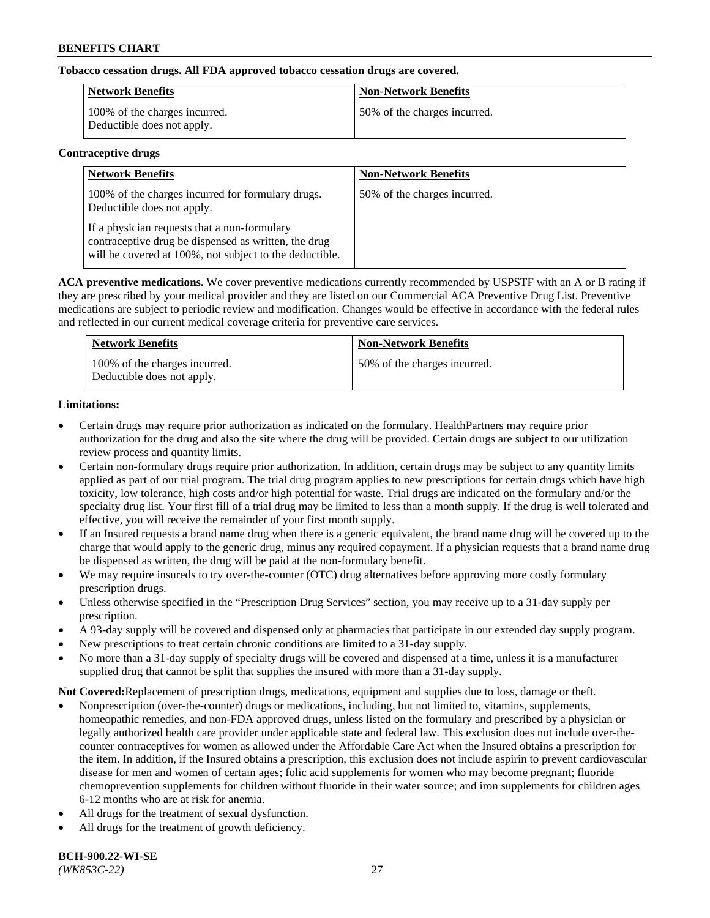**Tobacco cessation drugs. All FDA approved tobacco cessation drugs are covered.**

| Network Benefits | Non-Network Benefits |
|---|---|
| 100% of the charges incurred. Deductible does not apply. | 50% of the charges incurred. |

**Contraceptive drugs**

| Network Benefits | Non-Network Benefits |
|---|---|
| 100% of the charges incurred for formulary drugs. Deductible does not apply.<br><br>If a physician requests that a non-formulary contraceptive drug be dispensed as written, the drug will be covered at 100%, not subject to the deductible. | 50% of the charges incurred. |

**ACA preventive medications.** We cover preventive medications currently recommended by USPSTF with an A or B rating if they are prescribed by your medical provider and they are listed on our Commercial ACA Preventive Drug List. Preventive medications are subject to periodic review and modification. Changes would be effective in accordance with the federal rules and reflected in our current medical coverage criteria for preventive care services.

| Network Benefits | Non-Network Benefits |
|---|---|
| 100% of the charges incurred. Deductible does not apply. | 50% of the charges incurred. |

**Limitations:**

- Certain drugs may require prior authorization as indicated on the formulary. HealthPartners may require prior authorization for the drug and also the site where the drug will be provided. Certain drugs are subject to our utilization review process and quantity limits.
- Certain non-formulary drugs require prior authorization. In addition, certain drugs may be subject to any quantity limits applied as part of our trial program. The trial drug program applies to new prescriptions for certain drugs which have high toxicity, low tolerance, high costs and/or high potential for waste. Trial drugs are indicated on the formulary and/or the specialty drug list. Your first fill of a trial drug may be limited to less than a month supply. If the drug is well tolerated and effective, you will receive the remainder of your first month supply.
- If an Insured requests a brand name drug when there is a generic equivalent, the brand name drug will be covered up to the charge that would apply to the generic drug, minus any required copayment. If a physician requests that a brand name drug be dispensed as written, the drug will be paid at the non-formulary benefit.
- We may require insureds to try over-the-counter (OTC) drug alternatives before approving more costly formulary prescription drugs.
- Unless otherwise specified in the "Prescription Drug Services" section, you may receive up to a 31-day supply per prescription.
- A 93-day supply will be covered and dispensed only at pharmacies that participate in our extended day supply program.
- New prescriptions to treat certain chronic conditions are limited to a 31-day supply.
- No more than a 31-day supply of specialty drugs will be covered and dispensed at a time, unless it is a manufacturer supplied drug that cannot be split that supplies the insured with more than a 31-day supply.

**Not Covered:**Replacement of prescription drugs, medications, equipment and supplies due to loss, damage or theft.

- Nonprescription (over-the-counter) drugs or medications, including, but not limited to, vitamins, supplements, homeopathic remedies, and non-FDA approved drugs, unless listed on the formulary and prescribed by a physician or legally authorized health care provider under applicable state and federal law. This exclusion does not include over-the-counter contraceptives for women as allowed under the Affordable Care Act when the Insured obtains a prescription for the item. In addition, if the Insured obtains a prescription, this exclusion does not include aspirin to prevent cardiovascular disease for men and women of certain ages; folic acid supplements for women who may become pregnant; fluoride chemoprevention supplements for children without fluoride in their water source; and iron supplements for children ages 6-12 months who are at risk for anemia.
- All drugs for the treatment of sexual dysfunction.
- All drugs for the treatment of growth deficiency.

**BCH-900.22-WI-SE**
*(WK853C-22)*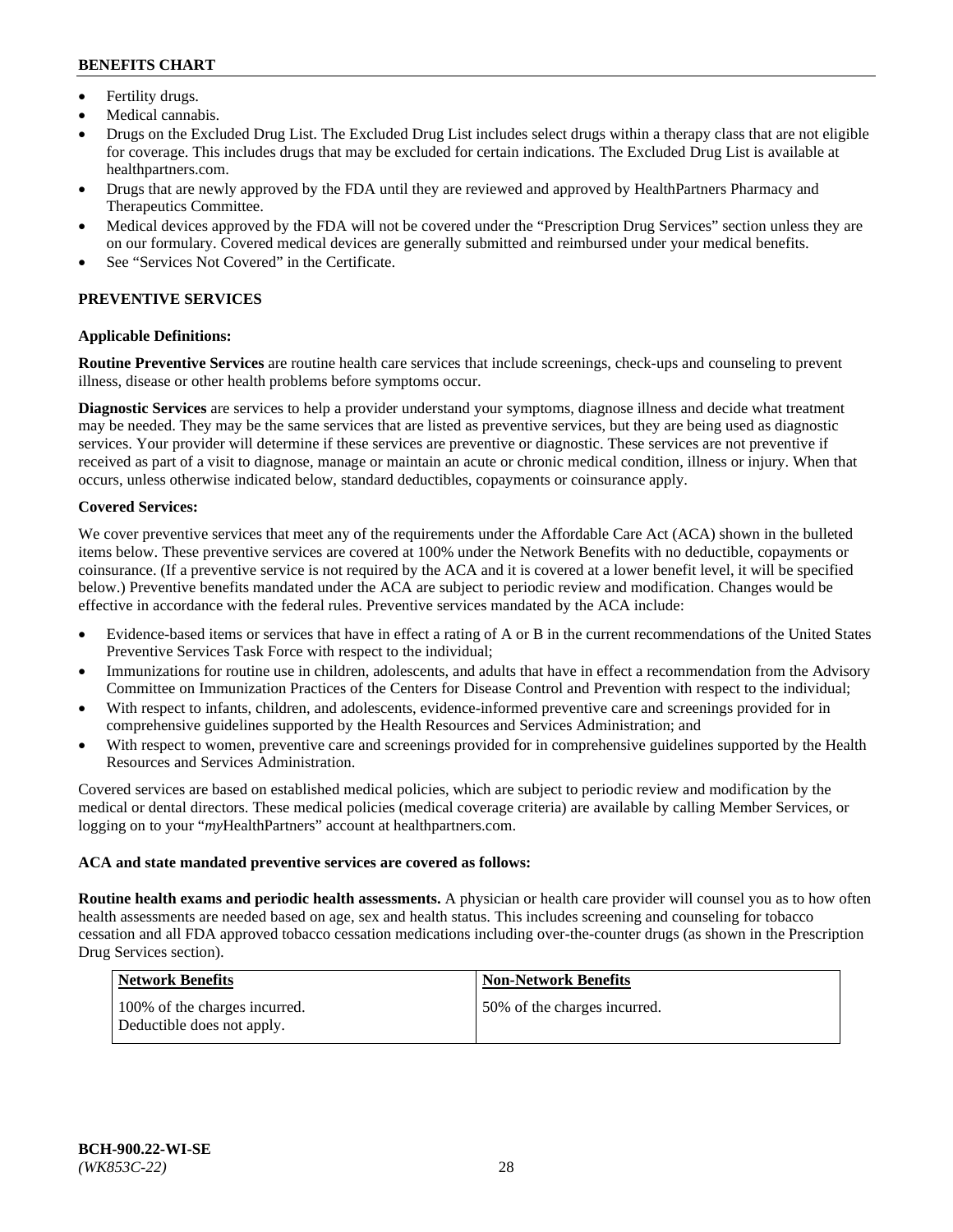- Fertility drugs.
- Medical cannabis.
- Drugs on the Excluded Drug List. The Excluded Drug List includes select drugs within a therapy class that are not eligible for coverage. This includes drugs that may be excluded for certain indications. The Excluded Drug List is available at healthpartners.com.
- Drugs that are newly approved by the FDA until they are reviewed and approved by HealthPartners Pharmacy and Therapeutics Committee.
- Medical devices approved by the FDA will not be covered under the "Prescription Drug Services" section unless they are on our formulary. Covered medical devices are generally submitted and reimbursed under your medical benefits.
- See "Services Not Covered" in the Certificate.

## PREVENTIVE SERVICES

**Applicable Definitions:**

**Routine Preventive Services** are routine health care services that include screenings, check-ups and counseling to prevent illness, disease or other health problems before symptoms occur.

**Diagnostic Services** are services to help a provider understand your symptoms, diagnose illness and decide what treatment may be needed. They may be the same services that are listed as preventive services, but they are being used as diagnostic services. Your provider will determine if these services are preventive or diagnostic. These services are not preventive if received as part of a visit to diagnose, manage or maintain an acute or chronic medical condition, illness or injury. When that occurs, unless otherwise indicated below, standard deductibles, copayments or coinsurance apply.

**Covered Services:**

We cover preventive services that meet any of the requirements under the Affordable Care Act (ACA) shown in the bulleted items below. These preventive services are covered at 100% under the Network Benefits with no deductible, copayments or coinsurance. (If a preventive service is not required by the ACA and it is covered at a lower benefit level, it will be specified below.) Preventive benefits mandated under the ACA are subject to periodic review and modification. Changes would be effective in accordance with the federal rules. Preventive services mandated by the ACA include:

- Evidence-based items or services that have in effect a rating of A or B in the current recommendations of the United States Preventive Services Task Force with respect to the individual;
- Immunizations for routine use in children, adolescents, and adults that have in effect a recommendation from the Advisory Committee on Immunization Practices of the Centers for Disease Control and Prevention with respect to the individual;
- With respect to infants, children, and adolescents, evidence-informed preventive care and screenings provided for in comprehensive guidelines supported by the Health Resources and Services Administration; and
- With respect to women, preventive care and screenings provided for in comprehensive guidelines supported by the Health Resources and Services Administration.

Covered services are based on established medical policies, which are subject to periodic review and modification by the medical or dental directors. These medical policies (medical coverage criteria) are available by calling Member Services, or logging on to your "*my*HealthPartners" account at healthpartners.com.

**ACA and state mandated preventive services are covered as follows:**

**Routine health exams and periodic health assessments.** A physician or health care provider will counsel you as to how often health assessments are needed based on age, sex and health status. This includes screening and counseling for tobacco cessation and all FDA approved tobacco cessation medications including over-the-counter drugs (as shown in the Prescription Drug Services section).

| Network Benefits | Non-Network Benefits |
| --- | --- |
| 100% of the charges incurred. Deductible does not apply. | 50% of the charges incurred. |

BCH-900.22-WI-SE
*(WK853C-22)*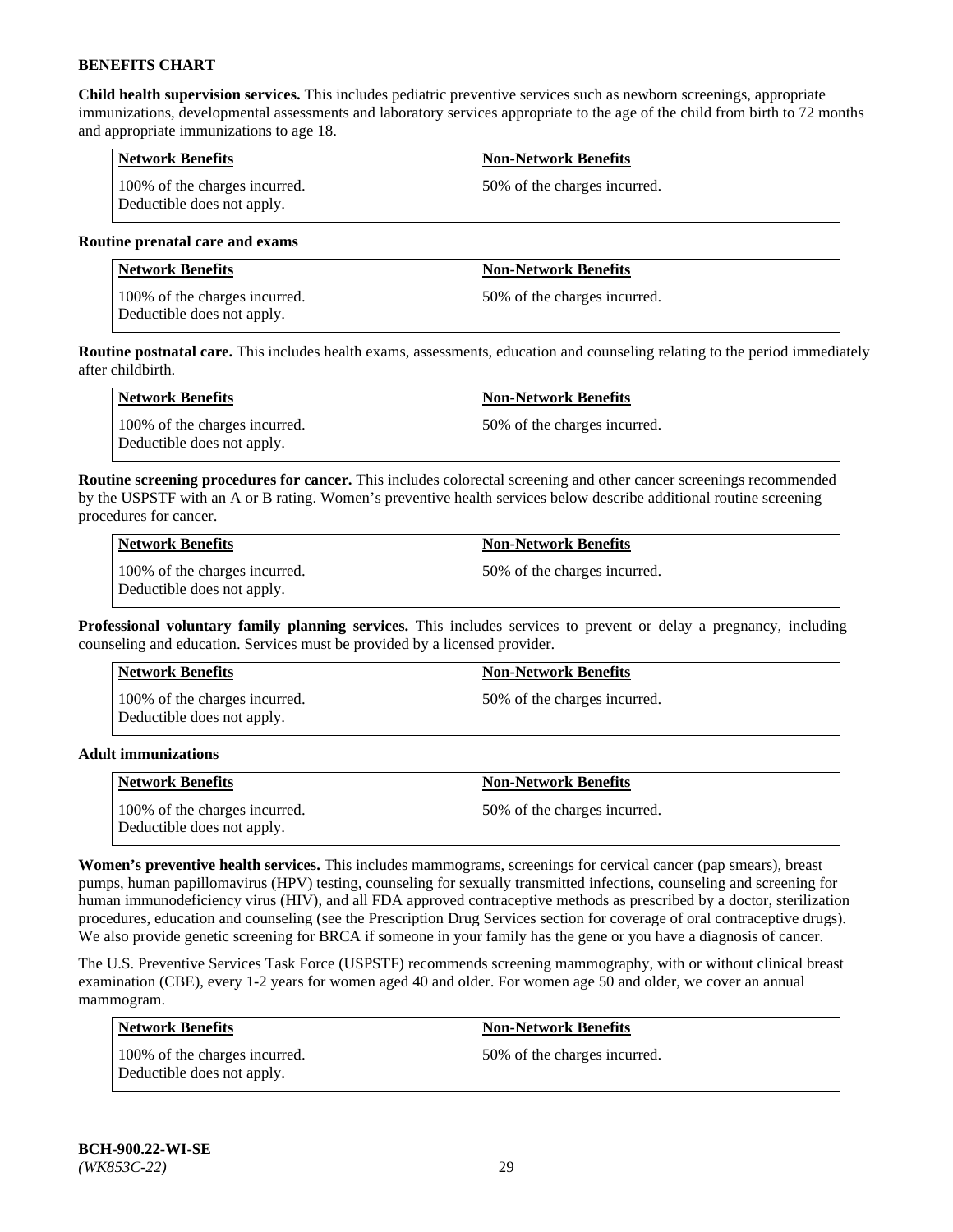**Child health supervision services.** This includes pediatric preventive services such as newborn screenings, appropriate immunizations, developmental assessments and laboratory services appropriate to the age of the child from birth to 72 months and appropriate immunizations to age 18.

| Network Benefits | Non-Network Benefits |
|---|---|
| 100% of the charges incurred. Deductible does not apply. | 50% of the charges incurred. |

**Routine prenatal care and exams**

| Network Benefits | Non-Network Benefits |
|---|---|
| 100% of the charges incurred. Deductible does not apply. | 50% of the charges incurred. |

**Routine postnatal care.** This includes health exams, assessments, education and counseling relating to the period immediately after childbirth.

| Network Benefits | Non-Network Benefits |
|---|---|
| 100% of the charges incurred. Deductible does not apply. | 50% of the charges incurred. |

**Routine screening procedures for cancer.** This includes colorectal screening and other cancer screenings recommended by the USPSTF with an A or B rating. Women's preventive health services below describe additional routine screening procedures for cancer.

| Network Benefits | Non-Network Benefits |
|---|---|
| 100% of the charges incurred. Deductible does not apply. | 50% of the charges incurred. |

**Professional voluntary family planning services.** This includes services to prevent or delay a pregnancy, including counseling and education. Services must be provided by a licensed provider.

| Network Benefits | Non-Network Benefits |
|---|---|
| 100% of the charges incurred. Deductible does not apply. | 50% of the charges incurred. |

**Adult immunizations**

| Network Benefits | Non-Network Benefits |
|---|---|
| 100% of the charges incurred. Deductible does not apply. | 50% of the charges incurred. |

**Women's preventive health services.** This includes mammograms, screenings for cervical cancer (pap smears), breast pumps, human papillomavirus (HPV) testing, counseling for sexually transmitted infections, counseling and screening for human immunodeficiency virus (HIV), and all FDA approved contraceptive methods as prescribed by a doctor, sterilization procedures, education and counseling (see the Prescription Drug Services section for coverage of oral contraceptive drugs). We also provide genetic screening for BRCA if someone in your family has the gene or you have a diagnosis of cancer.

The U.S. Preventive Services Task Force (USPSTF) recommends screening mammography, with or without clinical breast examination (CBE), every 1-2 years for women aged 40 and older. For women age 50 and older, we cover an annual mammogram.

| Network Benefits | Non-Network Benefits |
|---|---|
| 100% of the charges incurred. Deductible does not apply. | 50% of the charges incurred. |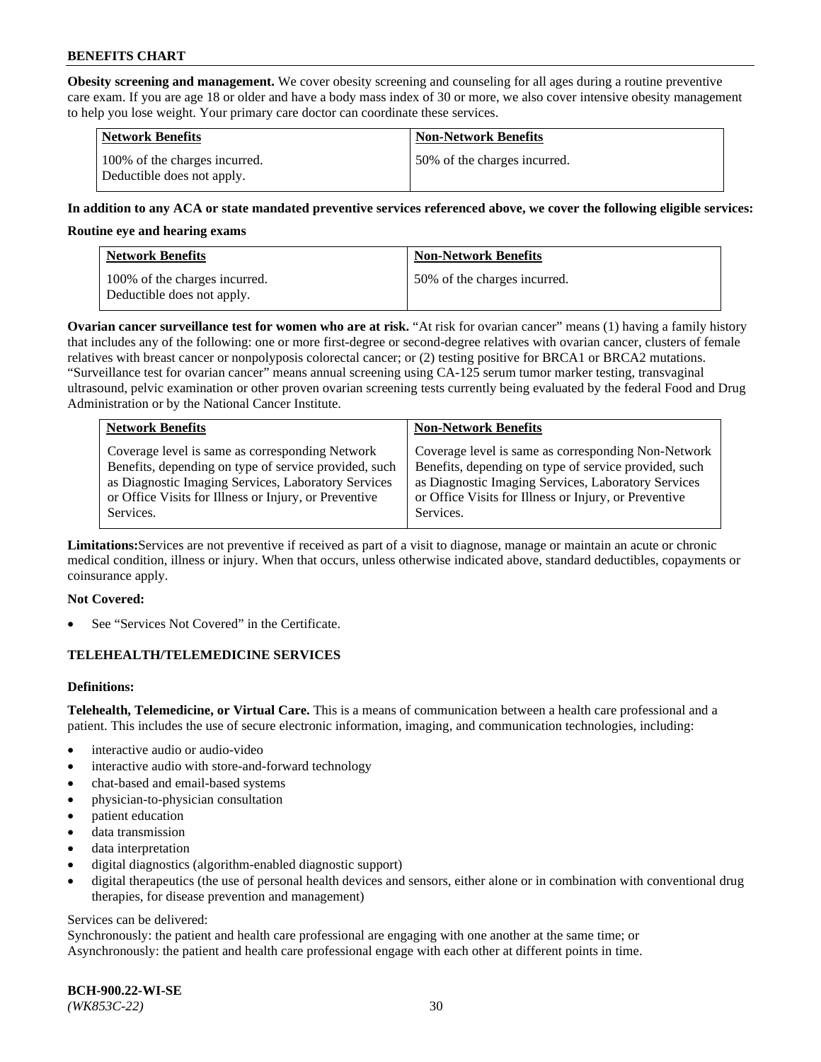**Obesity screening and management.** We cover obesity screening and counseling for all ages during a routine preventive care exam. If you are age 18 or older and have a body mass index of 30 or more, we also cover intensive obesity management to help you lose weight. Your primary care doctor can coordinate these services.

| Network Benefits | Non-Network Benefits |
|---|---|
| 100% of the charges incurred. Deductible does not apply. | 50% of the charges incurred. |

**In addition to any ACA or state mandated preventive services referenced above, we cover the following eligible services:**

**Routine eye and hearing exams**

| Network Benefits | Non-Network Benefits |
|---|---|
| 100% of the charges incurred. Deductible does not apply. | 50% of the charges incurred. |

**Ovarian cancer surveillance test for women who are at risk.** "At risk for ovarian cancer" means (1) having a family history that includes any of the following: one or more first-degree or second-degree relatives with ovarian cancer, clusters of female relatives with breast cancer or nonpolyposis colorectal cancer; or (2) testing positive for BRCA1 or BRCA2 mutations. "Surveillance test for ovarian cancer" means annual screening using CA-125 serum tumor marker testing, transvaginal ultrasound, pelvic examination or other proven ovarian screening tests currently being evaluated by the federal Food and Drug Administration or by the National Cancer Institute.

| Network Benefits | Non-Network Benefits |
|---|---|
| Coverage level is same as corresponding Network Benefits, depending on type of service provided, such as Diagnostic Imaging Services, Laboratory Services or Office Visits for Illness or Injury, or Preventive Services. | Coverage level is same as corresponding Non-Network Benefits, depending on type of service provided, such as Diagnostic Imaging Services, Laboratory Services or Office Visits for Illness or Injury, or Preventive Services. |

**Limitations:** Services are not preventive if received as part of a visit to diagnose, manage or maintain an acute or chronic medical condition, illness or injury. When that occurs, unless otherwise indicated above, standard deductibles, copayments or coinsurance apply.

**Not Covered:**

- See "Services Not Covered" in the Certificate.

### TELEHEALTH/TELEMEDICINE SERVICES

**Definitions:**

**Telehealth, Telemedicine, or Virtual Care.** This is a means of communication between a health care professional and a patient. This includes the use of secure electronic information, imaging, and communication technologies, including:

- interactive audio or audio-video
- interactive audio with store-and-forward technology
- chat-based and email-based systems
- physician-to-physician consultation
- patient education
- data transmission
- data interpretation
- digital diagnostics (algorithm-enabled diagnostic support)
- digital therapeutics (the use of personal health devices and sensors, either alone or in combination with conventional drug therapies, for disease prevention and management)

Services can be delivered:
Synchronously: the patient and health care professional are engaging with one another at the same time; or
Asynchronously: the patient and health care professional engage with each other at different points in time.

**BCH-900.22-WI-SE**
*(WK853C-22)*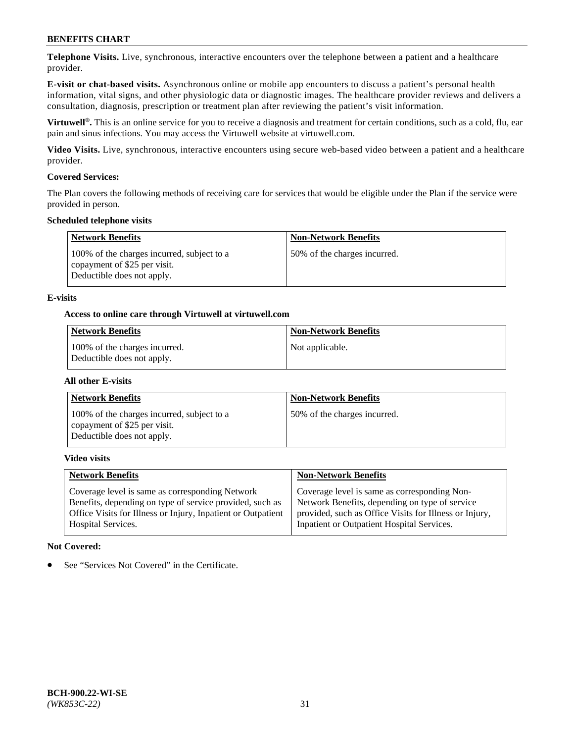**Telephone Visits.** Live, synchronous, interactive encounters over the telephone between a patient and a healthcare provider.

**E-visit or chat-based visits.** Asynchronous online or mobile app encounters to discuss a patient's personal health information, vital signs, and other physiologic data or diagnostic images. The healthcare provider reviews and delivers a consultation, diagnosis, prescription or treatment plan after reviewing the patient's visit information.

**Virtuwell®.** This is an online service for you to receive a diagnosis and treatment for certain conditions, such as a cold, flu, ear pain and sinus infections. You may access the Virtuwell website at virtuwell.com.

**Video Visits.** Live, synchronous, interactive encounters using secure web-based video between a patient and a healthcare provider.

**Covered Services:**

The Plan covers the following methods of receiving care for services that would be eligible under the Plan if the service were provided in person.

**Scheduled telephone visits**

| Network Benefits | Non-Network Benefits |
|---|---|
| 100% of the charges incurred, subject to a copayment of $25 per visit. Deductible does not apply. | 50% of the charges incurred. |

**E-visits**

**Access to online care through Virtuwell at virtuwell.com**

| Network Benefits | Non-Network Benefits |
|---|---|
| 100% of the charges incurred. Deductible does not apply. | Not applicable. |

**All other E-visits**

| Network Benefits | Non-Network Benefits |
|---|---|
| 100% of the charges incurred, subject to a copayment of $25 per visit. Deductible does not apply. | 50% of the charges incurred. |

**Video visits**

| Network Benefits | Non-Network Benefits |
|---|---|
| Coverage level is same as corresponding Network Benefits, depending on type of service provided, such as Office Visits for Illness or Injury, Inpatient or Outpatient Hospital Services. | Coverage level is same as corresponding Non-Network Benefits, depending on type of service provided, such as Office Visits for Illness or Injury, Inpatient or Outpatient Hospital Services. |

**Not Covered:**

- See "Services Not Covered" in the Certificate.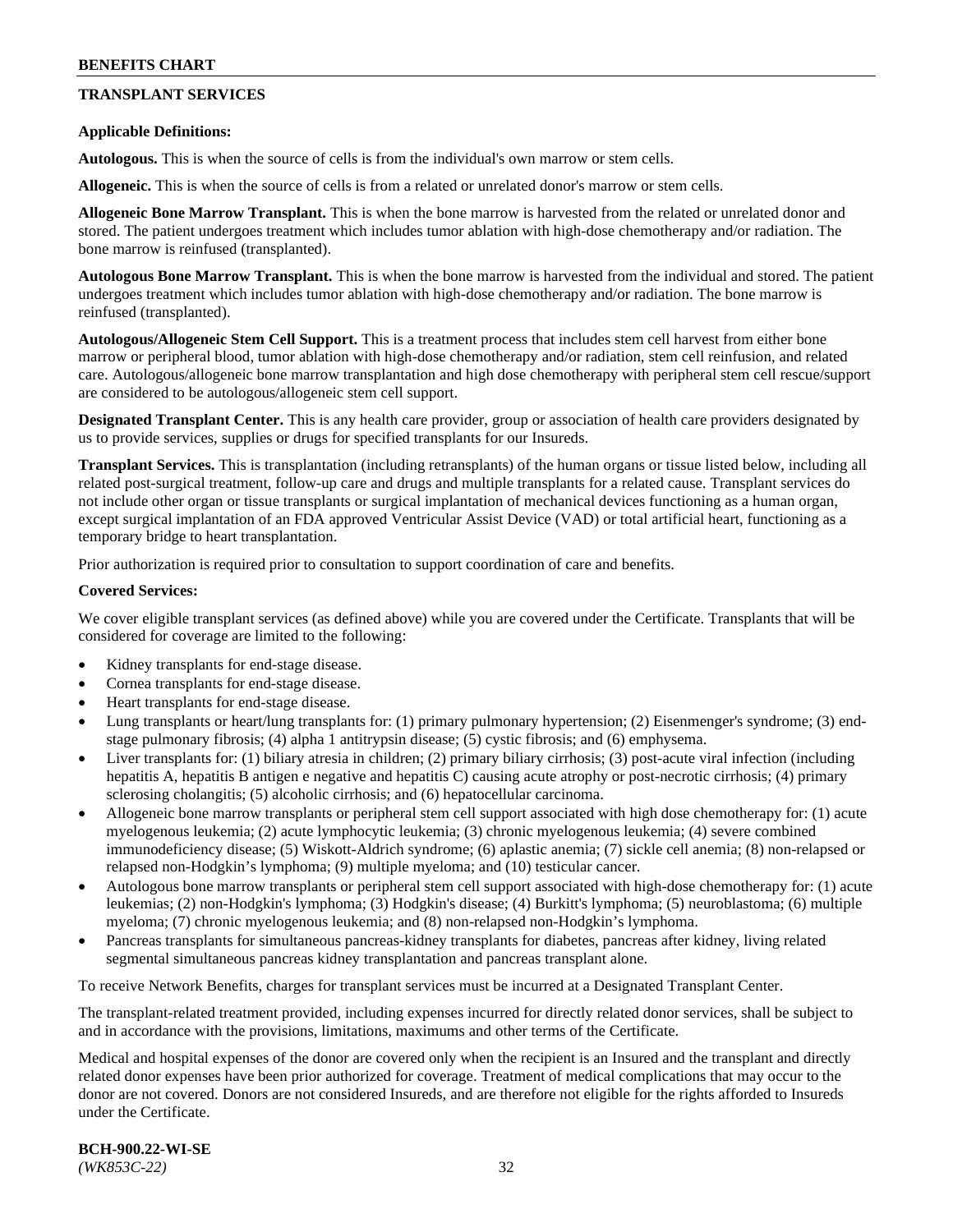## TRANSPLANT SERVICES

**Applicable Definitions:**

**Autologous.** This is when the source of cells is from the individual's own marrow or stem cells.

**Allogeneic.** This is when the source of cells is from a related or unrelated donor's marrow or stem cells.

**Allogeneic Bone Marrow Transplant.** This is when the bone marrow is harvested from the related or unrelated donor and stored. The patient undergoes treatment which includes tumor ablation with high-dose chemotherapy and/or radiation. The bone marrow is reinfused (transplanted).

**Autologous Bone Marrow Transplant.** This is when the bone marrow is harvested from the individual and stored. The patient undergoes treatment which includes tumor ablation with high-dose chemotherapy and/or radiation. The bone marrow is reinfused (transplanted).

**Autologous/Allogeneic Stem Cell Support.** This is a treatment process that includes stem cell harvest from either bone marrow or peripheral blood, tumor ablation with high-dose chemotherapy and/or radiation, stem cell reinfusion, and related care. Autologous/allogeneic bone marrow transplantation and high dose chemotherapy with peripheral stem cell rescue/support are considered to be autologous/allogeneic stem cell support.

**Designated Transplant Center.** This is any health care provider, group or association of health care providers designated by us to provide services, supplies or drugs for specified transplants for our Insureds.

**Transplant Services.** This is transplantation (including retransplants) of the human organs or tissue listed below, including all related post-surgical treatment, follow-up care and drugs and multiple transplants for a related cause. Transplant services do not include other organ or tissue transplants or surgical implantation of mechanical devices functioning as a human organ, except surgical implantation of an FDA approved Ventricular Assist Device (VAD) or total artificial heart, functioning as a temporary bridge to heart transplantation.

Prior authorization is required prior to consultation to support coordination of care and benefits.

**Covered Services:**

We cover eligible transplant services (as defined above) while you are covered under the Certificate. Transplants that will be considered for coverage are limited to the following:

- Kidney transplants for end-stage disease.
- Cornea transplants for end-stage disease.
- Heart transplants for end-stage disease.
- Lung transplants or heart/lung transplants for: (1) primary pulmonary hypertension; (2) Eisenmenger's syndrome; (3) end-stage pulmonary fibrosis; (4) alpha 1 antitrypsin disease; (5) cystic fibrosis; and (6) emphysema.
- Liver transplants for: (1) biliary atresia in children; (2) primary biliary cirrhosis; (3) post-acute viral infection (including hepatitis A, hepatitis B antigen e negative and hepatitis C) causing acute atrophy or post-necrotic cirrhosis; (4) primary sclerosing cholangitis; (5) alcoholic cirrhosis; and (6) hepatocellular carcinoma.
- Allogeneic bone marrow transplants or peripheral stem cell support associated with high dose chemotherapy for: (1) acute myelogenous leukemia; (2) acute lymphocytic leukemia; (3) chronic myelogenous leukemia; (4) severe combined immunodeficiency disease; (5) Wiskott-Aldrich syndrome; (6) aplastic anemia; (7) sickle cell anemia; (8) non-relapsed or relapsed non-Hodgkin's lymphoma; (9) multiple myeloma; and (10) testicular cancer.
- Autologous bone marrow transplants or peripheral stem cell support associated with high-dose chemotherapy for: (1) acute leukemias; (2) non-Hodgkin's lymphoma; (3) Hodgkin's disease; (4) Burkitt's lymphoma; (5) neuroblastoma; (6) multiple myeloma; (7) chronic myelogenous leukemia; and (8) non-relapsed non-Hodgkin's lymphoma.
- Pancreas transplants for simultaneous pancreas-kidney transplants for diabetes, pancreas after kidney, living related segmental simultaneous pancreas kidney transplantation and pancreas transplant alone.

To receive Network Benefits, charges for transplant services must be incurred at a Designated Transplant Center.

The transplant-related treatment provided, including expenses incurred for directly related donor services, shall be subject to and in accordance with the provisions, limitations, maximums and other terms of the Certificate.

Medical and hospital expenses of the donor are covered only when the recipient is an Insured and the transplant and directly related donor expenses have been prior authorized for coverage. Treatment of medical complications that may occur to the donor are not covered. Donors are not considered Insureds, and are therefore not eligible for the rights afforded to Insureds under the Certificate.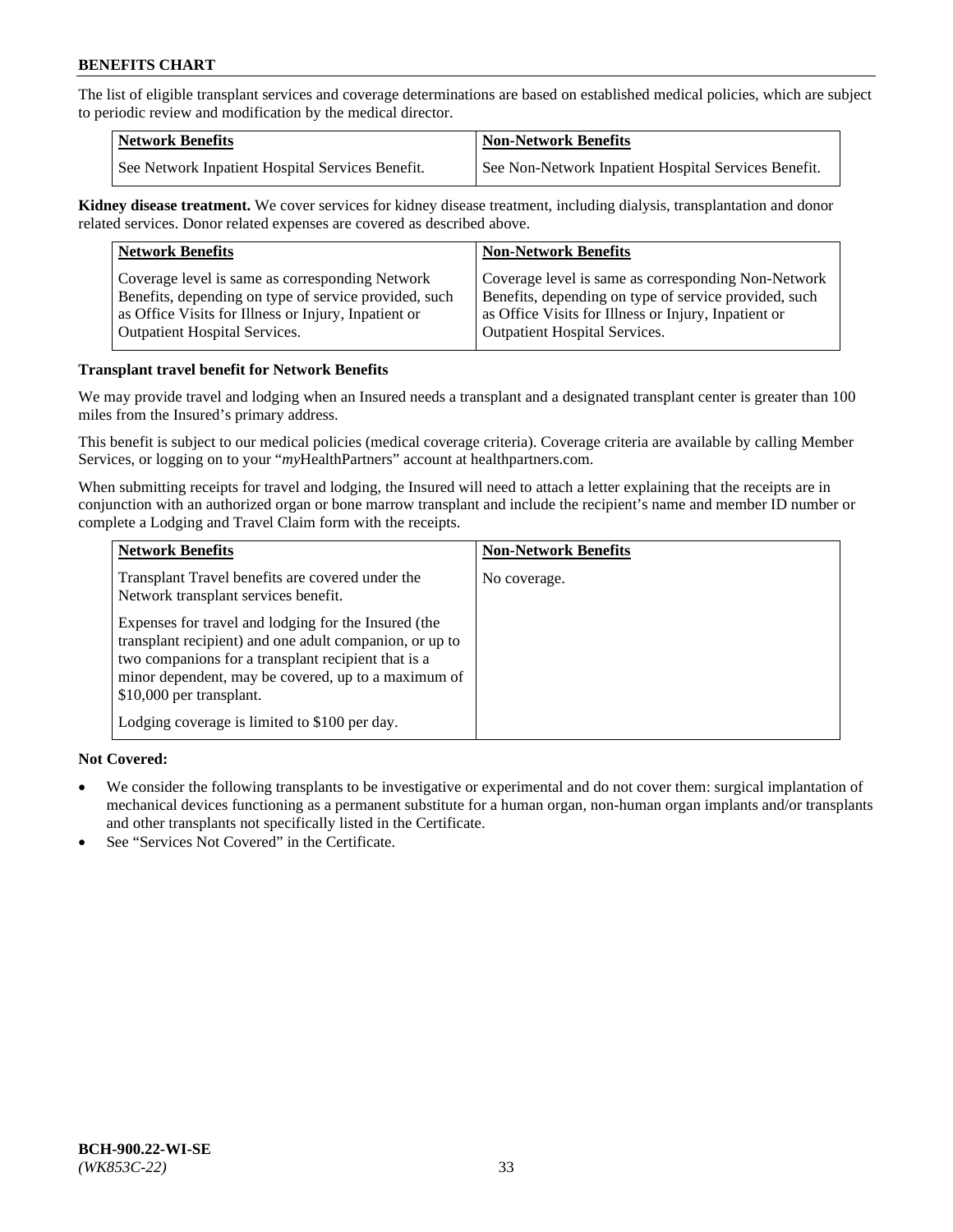The list of eligible transplant services and coverage determinations are based on established medical policies, which are subject to periodic review and modification by the medical director.

| Network Benefits | Non-Network Benefits |
|---|---|
| See Network Inpatient Hospital Services Benefit. | See Non-Network Inpatient Hospital Services Benefit. |

**Kidney disease treatment.** We cover services for kidney disease treatment, including dialysis, transplantation and donor related services. Donor related expenses are covered as described above.

| Network Benefits | Non-Network Benefits |
|---|---|
| Coverage level is same as corresponding Network Benefits, depending on type of service provided, such as Office Visits for Illness or Injury, Inpatient or Outpatient Hospital Services. | Coverage level is same as corresponding Non-Network Benefits, depending on type of service provided, such as Office Visits for Illness or Injury, Inpatient or Outpatient Hospital Services. |

**Transplant travel benefit for Network Benefits**

We may provide travel and lodging when an Insured needs a transplant and a designated transplant center is greater than 100 miles from the Insured's primary address.

This benefit is subject to our medical policies (medical coverage criteria). Coverage criteria are available by calling Member Services, or logging on to your "*my*HealthPartners" account at healthpartners.com.

When submitting receipts for travel and lodging, the Insured will need to attach a letter explaining that the receipts are in conjunction with an authorized organ or bone marrow transplant and include the recipient's name and member ID number or complete a Lodging and Travel Claim form with the receipts.

| Network Benefits | Non-Network Benefits |
|---|---|
| Transplant Travel benefits are covered under the Network transplant services benefit.<br><br>Expenses for travel and lodging for the Insured (the transplant recipient) and one adult companion, or up to two companions for a transplant recipient that is a minor dependent, may be covered, up to a maximum of $10,000 per transplant.<br><br>Lodging coverage is limited to $100 per day. | No coverage. |

**Not Covered:**

- We consider the following transplants to be investigative or experimental and do not cover them: surgical implantation of mechanical devices functioning as a permanent substitute for a human organ, non-human organ implants and/or transplants and other transplants not specifically listed in the Certificate.
- See "Services Not Covered" in the Certificate.

**BCH-900.22-WI-SE**
*(WK853C-22)*